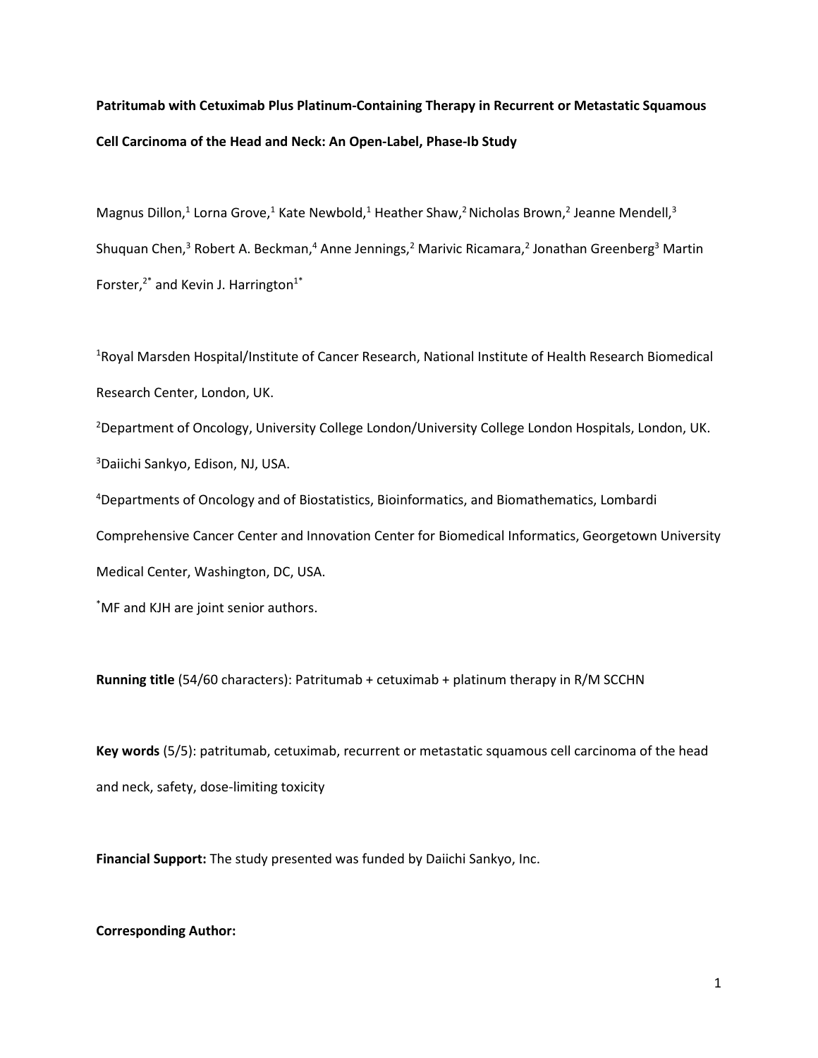**Patritumab with Cetuximab Plus Platinum-Containing Therapy in Recurrent or Metastatic Squamous Cell Carcinoma of the Head and Neck: An Open-Label, Phase-Ib Study**

Magnus Dillon,[1] Lorna Grove,[1] Kate Newbold,[1] Heather Shaw,[2] Nicholas Brown,[2] Jeanne Mendell,[3] Shuquan Chen,[3] Robert A. Beckman,[4] Anne Jennings,[2] Marivic Ricamara,[2] Jonathan Greenberg[3] Martin Forster,[2*] and Kevin J. Harrington[1*]

[1]Royal Marsden Hospital/Institute of Cancer Research, National Institute of Health Research Biomedical Research Center, London, UK.

[2]Department of Oncology, University College London/University College London Hospitals, London, UK.

[3]Daiichi Sankyo, Edison, NJ, USA.

[4]Departments of Oncology and of Biostatistics, Bioinformatics, and Biomathematics, Lombardi Comprehensive Cancer Center and Innovation Center for Biomedical Informatics, Georgetown University Medical Center, Washington, DC, USA.

[*]MF and KJH are joint senior authors.

**Running title** (54/60 characters): Patritumab + cetuximab + platinum therapy in R/M SCCHN

**Key words** (5/5): patritumab, cetuximab, recurrent or metastatic squamous cell carcinoma of the head and neck, safety, dose-limiting toxicity

**Financial Support:** The study presented was funded by Daiichi Sankyo, Inc.

**Corresponding Author:**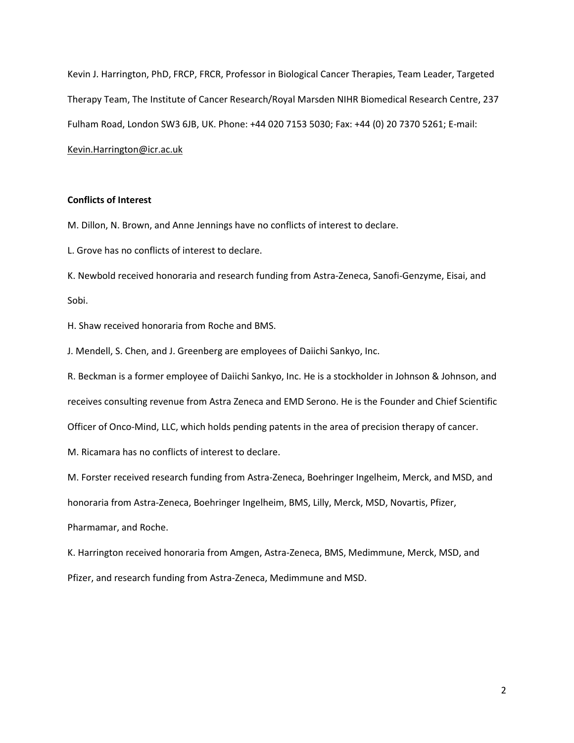Kevin J. Harrington, PhD, FRCP, FRCR, Professor in Biological Cancer Therapies, Team Leader, Targeted Therapy Team, The Institute of Cancer Research/Royal Marsden NIHR Biomedical Research Centre, 237 Fulham Road, London SW3 6JB, UK. Phone: +44 020 7153 5030; Fax: +44 (0) 20 7370 5261; E-mail: Kevin.Harrington@icr.ac.uk

**Conflicts of Interest**

M. Dillon, N. Brown, and Anne Jennings have no conflicts of interest to declare.

L. Grove has no conflicts of interest to declare.

K. Newbold received honoraria and research funding from Astra-Zeneca, Sanofi-Genzyme, Eisai, and Sobi.

H. Shaw received honoraria from Roche and BMS.

J. Mendell, S. Chen, and J. Greenberg are employees of Daiichi Sankyo, Inc.

R. Beckman is a former employee of Daiichi Sankyo, Inc. He is a stockholder in Johnson & Johnson, and receives consulting revenue from Astra Zeneca and EMD Serono. He is the Founder and Chief Scientific Officer of Onco-Mind, LLC, which holds pending patents in the area of precision therapy of cancer.

M. Ricamara has no conflicts of interest to declare.

M. Forster received research funding from Astra-Zeneca, Boehringer Ingelheim, Merck, and MSD, and honoraria from Astra-Zeneca, Boehringer Ingelheim, BMS, Lilly, Merck, MSD, Novartis, Pfizer, Pharmamar, and Roche.

K. Harrington received honoraria from Amgen, Astra-Zeneca, BMS, Medimmune, Merck, MSD, and Pfizer, and research funding from Astra-Zeneca, Medimmune and MSD.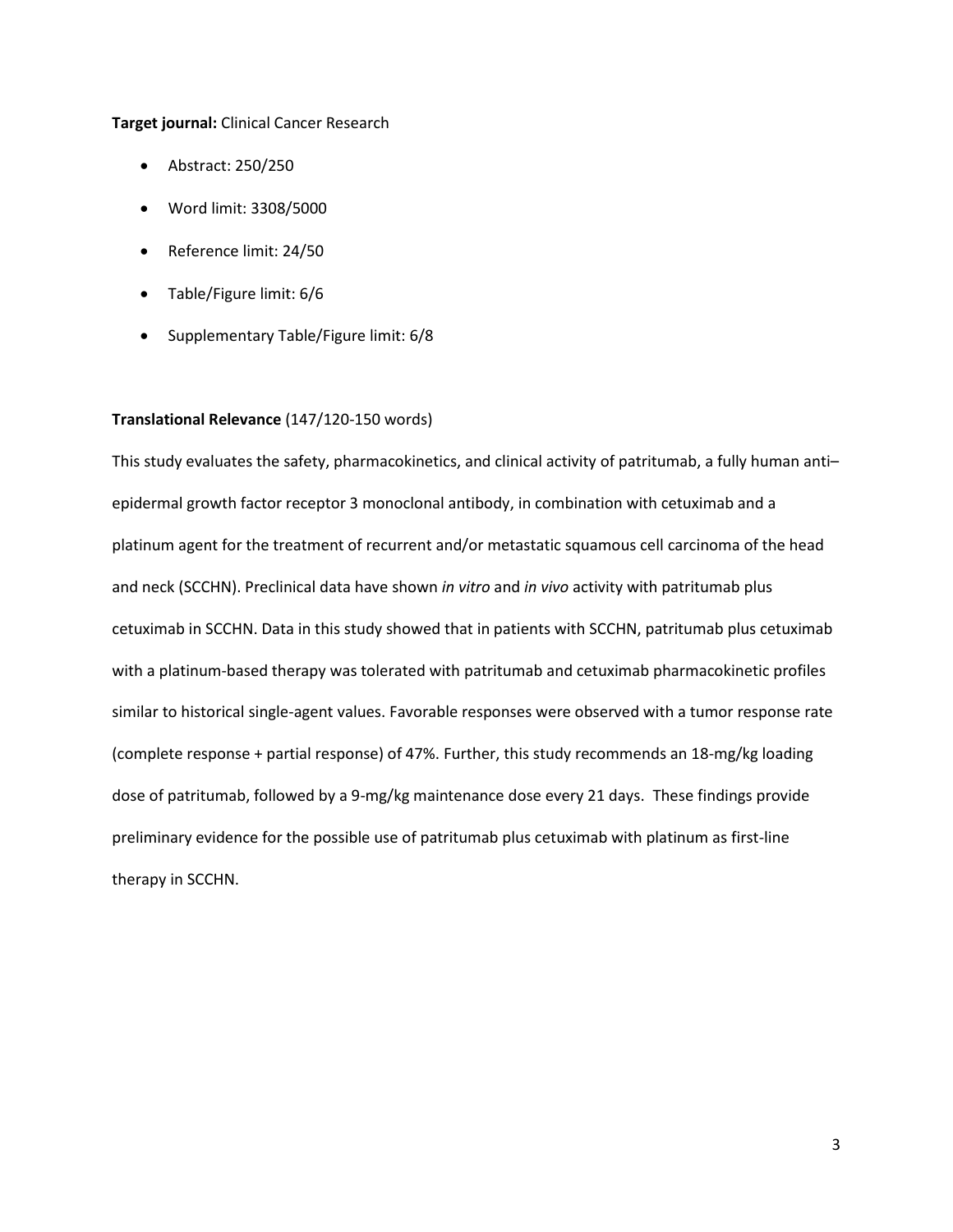**Target journal:** Clinical Cancer Research

- Abstract: 250/250
- Word limit: 3308/5000
- Reference limit: 24/50
- Table/Figure limit: 6/6
- Supplementary Table/Figure limit: 6/8

**Translational Relevance** (147/120-150 words)

This study evaluates the safety, pharmacokinetics, and clinical activity of patritumab, a fully human anti–epidermal growth factor receptor 3 monoclonal antibody, in combination with cetuximab and a platinum agent for the treatment of recurrent and/or metastatic squamous cell carcinoma of the head and neck (SCCHN). Preclinical data have shown *in vitro* and *in vivo* activity with patritumab plus cetuximab in SCCHN. Data in this study showed that in patients with SCCHN, patritumab plus cetuximab with a platinum-based therapy was tolerated with patritumab and cetuximab pharmacokinetic profiles similar to historical single-agent values. Favorable responses were observed with a tumor response rate (complete response + partial response) of 47%. Further, this study recommends an 18-mg/kg loading dose of patritumab, followed by a 9-mg/kg maintenance dose every 21 days. These findings provide preliminary evidence for the possible use of patritumab plus cetuximab with platinum as first-line therapy in SCCHN.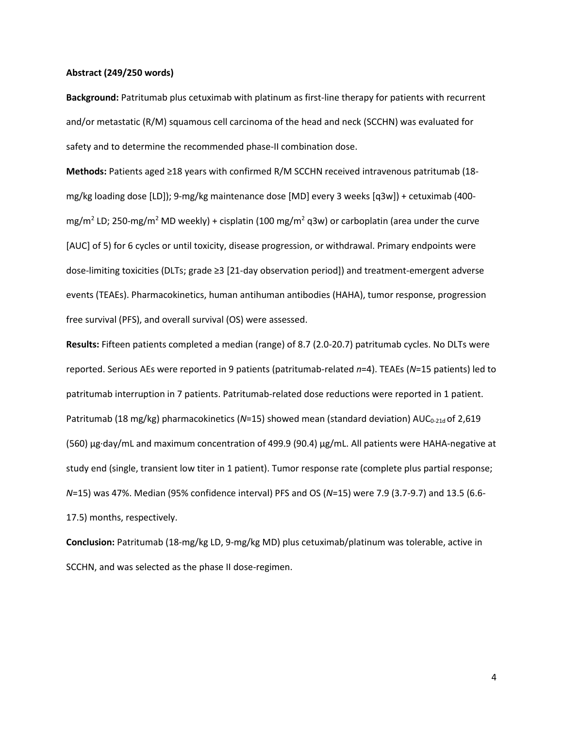**Abstract (249/250 words)**

**Background:** Patritumab plus cetuximab with platinum as first-line therapy for patients with recurrent and/or metastatic (R/M) squamous cell carcinoma of the head and neck (SCCHN) was evaluated for safety and to determine the recommended phase-II combination dose.

**Methods:** Patients aged ≥18 years with confirmed R/M SCCHN received intravenous patritumab (18-mg/kg loading dose [LD]); 9-mg/kg maintenance dose [MD] every 3 weeks [q3w]) + cetuximab (400-mg/m$^2$ LD; 250-mg/m$^2$ MD weekly) + cisplatin (100 mg/m$^2$ q3w) or carboplatin (area under the curve [AUC] of 5) for 6 cycles or until toxicity, disease progression, or withdrawal. Primary endpoints were dose-limiting toxicities (DLTs; grade ≥3 [21-day observation period]) and treatment-emergent adverse events (TEAEs). Pharmacokinetics, human antihuman antibodies (HAHA), tumor response, progression free survival (PFS), and overall survival (OS) were assessed.

**Results:** Fifteen patients completed a median (range) of 8.7 (2.0-20.7) patritumab cycles. No DLTs were reported. Serious AEs were reported in 9 patients (patritumab-related *n*=4). TEAEs (*N*=15 patients) led to patritumab interruption in 7 patients. Patritumab-related dose reductions were reported in 1 patient. Patritumab (18 mg/kg) pharmacokinetics (*N*=15) showed mean (standard deviation) $AUC_{0\text{-}21d}$ of 2,619 (560) µg·day/mL and maximum concentration of 499.9 (90.4) µg/mL. All patients were HAHA-negative at study end (single, transient low titer in 1 patient). Tumor response rate (complete plus partial response; *N*=15) was 47%. Median (95% confidence interval) PFS and OS (*N*=15) were 7.9 (3.7-9.7) and 13.5 (6.6-17.5) months, respectively.

**Conclusion:** Patritumab (18-mg/kg LD, 9-mg/kg MD) plus cetuximab/platinum was tolerable, active in SCCHN, and was selected as the phase II dose-regimen.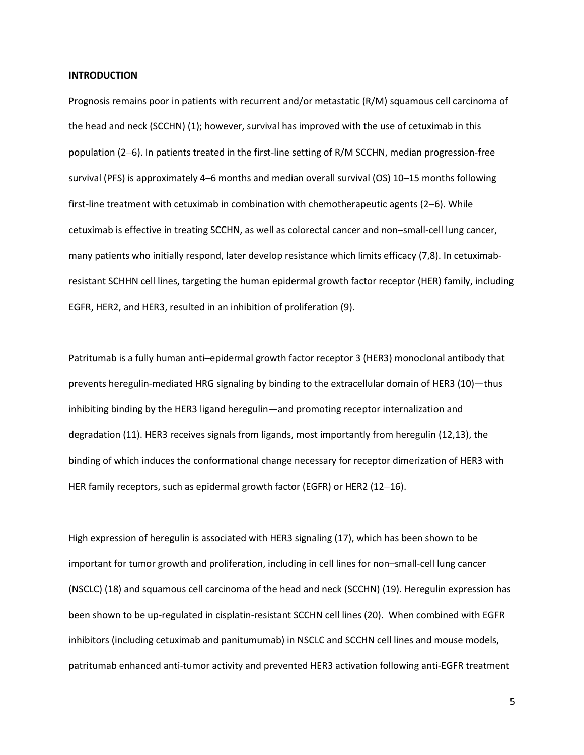## INTRODUCTION

Prognosis remains poor in patients with recurrent and/or metastatic (R/M) squamous cell carcinoma of the head and neck (SCCHN) (1); however, survival has improved with the use of cetuximab in this population (2–6). In patients treated in the first-line setting of R/M SCCHN, median progression-free survival (PFS) is approximately 4–6 months and median overall survival (OS) 10–15 months following first-line treatment with cetuximab in combination with chemotherapeutic agents (2–6). While cetuximab is effective in treating SCCHN, as well as colorectal cancer and non–small-cell lung cancer, many patients who initially respond, later develop resistance which limits efficacy (7,8). In cetuximab-resistant SCHHN cell lines, targeting the human epidermal growth factor receptor (HER) family, including EGFR, HER2, and HER3, resulted in an inhibition of proliferation (9).

Patritumab is a fully human anti–epidermal growth factor receptor 3 (HER3) monoclonal antibody that prevents heregulin-mediated HRG signaling by binding to the extracellular domain of HER3 (10)—thus inhibiting binding by the HER3 ligand heregulin—and promoting receptor internalization and degradation (11). HER3 receives signals from ligands, most importantly from heregulin (12,13), the binding of which induces the conformational change necessary for receptor dimerization of HER3 with HER family receptors, such as epidermal growth factor (EGFR) or HER2 (12–16).

High expression of heregulin is associated with HER3 signaling (17), which has been shown to be important for tumor growth and proliferation, including in cell lines for non–small-cell lung cancer (NSCLC) (18) and squamous cell carcinoma of the head and neck (SCCHN) (19). Heregulin expression has been shown to be up-regulated in cisplatin-resistant SCCHN cell lines (20). When combined with EGFR inhibitors (including cetuximab and panitumumab) in NSCLC and SCCHN cell lines and mouse models, patritumab enhanced anti-tumor activity and prevented HER3 activation following anti-EGFR treatment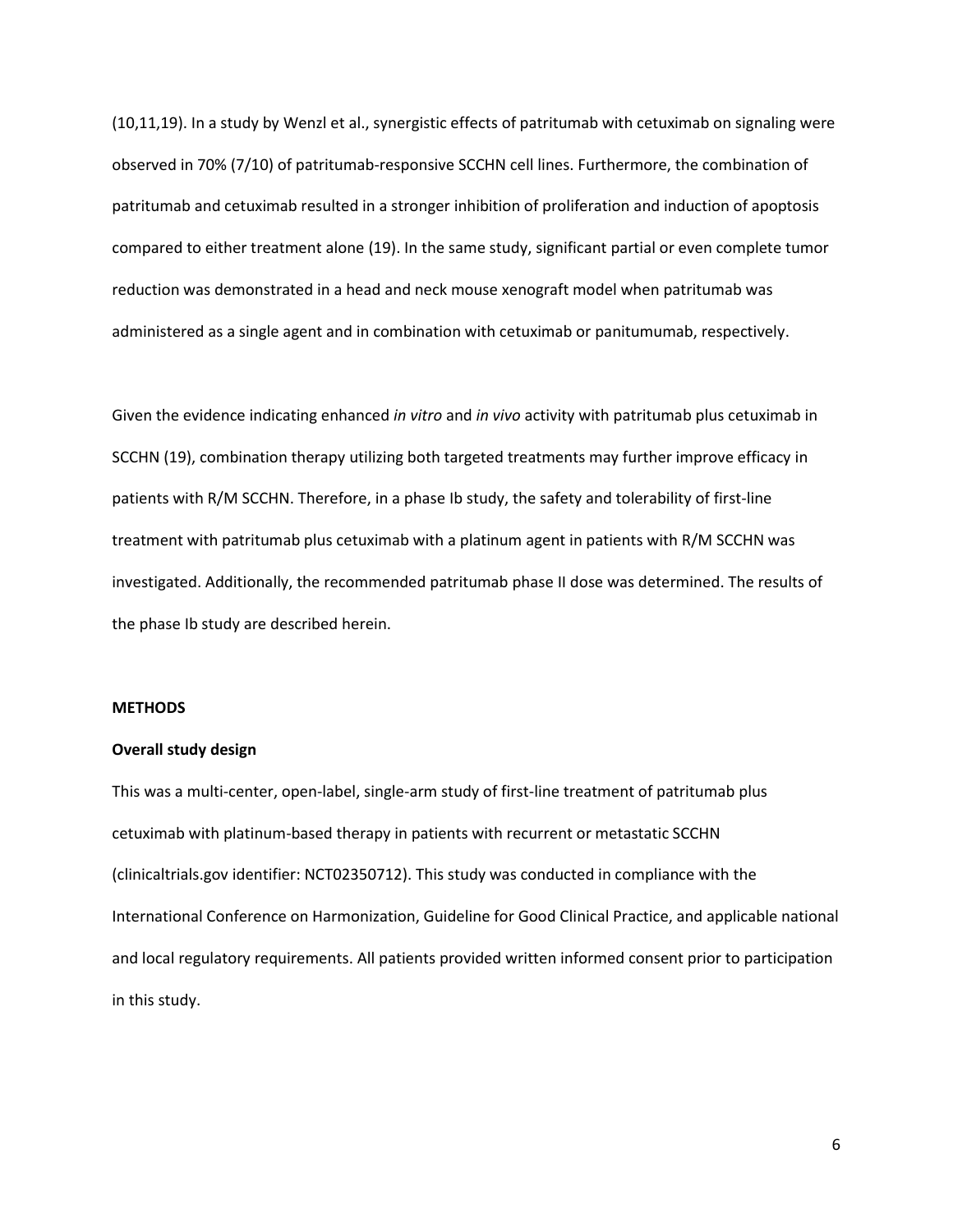(10,11,19). In a study by Wenzl et al., synergistic effects of patritumab with cetuximab on signaling were observed in 70% (7/10) of patritumab-responsive SCCHN cell lines. Furthermore, the combination of patritumab and cetuximab resulted in a stronger inhibition of proliferation and induction of apoptosis compared to either treatment alone (19). In the same study, significant partial or even complete tumor reduction was demonstrated in a head and neck mouse xenograft model when patritumab was administered as a single agent and in combination with cetuximab or panitumumab, respectively.

Given the evidence indicating enhanced *in vitro* and *in vivo* activity with patritumab plus cetuximab in SCCHN (19), combination therapy utilizing both targeted treatments may further improve efficacy in patients with R/M SCCHN. Therefore, in a phase Ib study, the safety and tolerability of first-line treatment with patritumab plus cetuximab with a platinum agent in patients with R/M SCCHN was investigated. Additionally, the recommended patritumab phase II dose was determined. The results of the phase Ib study are described herein.

## METHODS

### Overall study design

This was a multi-center, open-label, single-arm study of first-line treatment of patritumab plus cetuximab with platinum-based therapy in patients with recurrent or metastatic SCCHN (clinicaltrials.gov identifier: NCT02350712). This study was conducted in compliance with the International Conference on Harmonization, Guideline for Good Clinical Practice, and applicable national and local regulatory requirements. All patients provided written informed consent prior to participation in this study.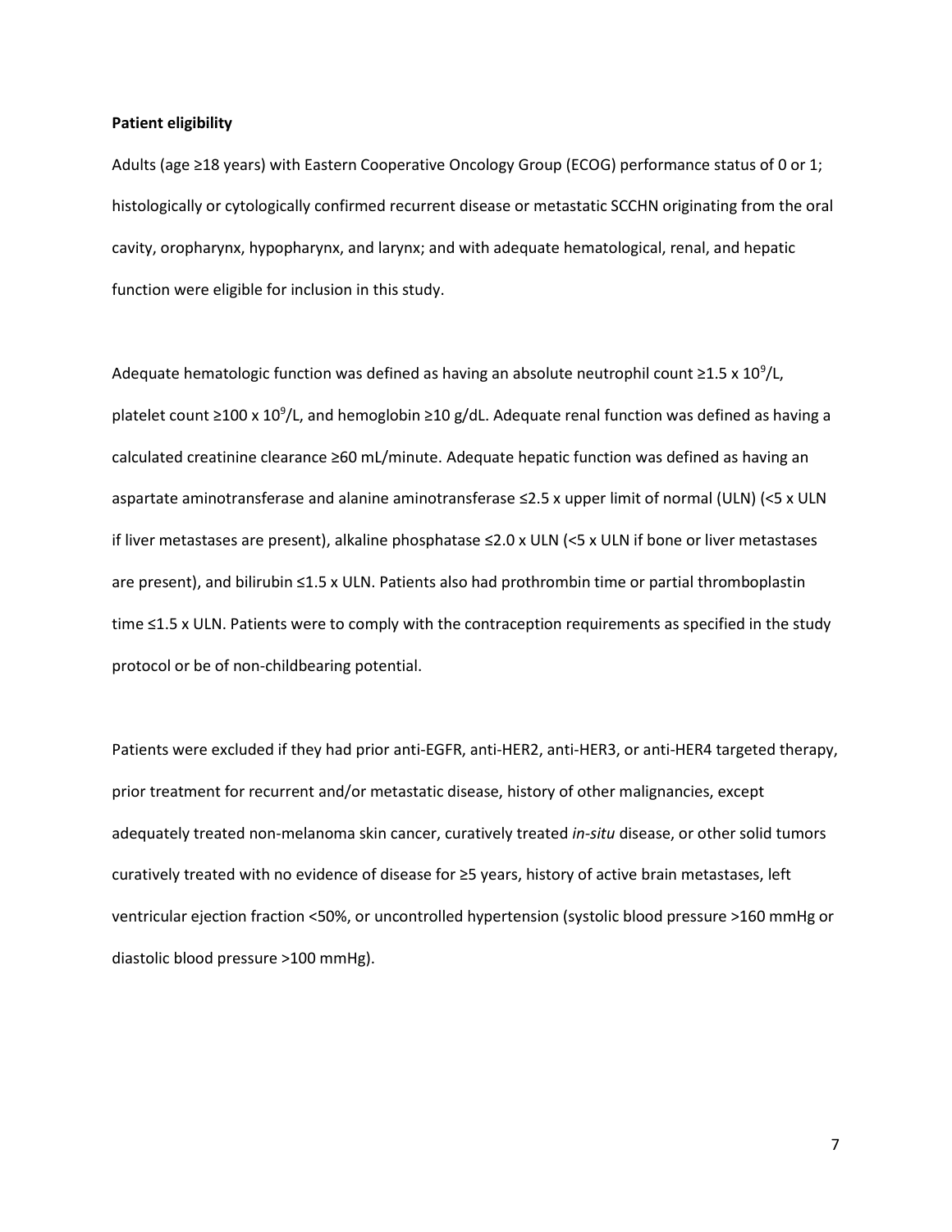**Patient eligibility**

Adults (age ≥18 years) with Eastern Cooperative Oncology Group (ECOG) performance status of 0 or 1; histologically or cytologically confirmed recurrent disease or metastatic SCCHN originating from the oral cavity, oropharynx, hypopharynx, and larynx; and with adequate hematological, renal, and hepatic function were eligible for inclusion in this study.

Adequate hematologic function was defined as having an absolute neutrophil count ≥1.5 x $10^9$/L, platelet count ≥100 x $10^9$/L, and hemoglobin ≥10 g/dL. Adequate renal function was defined as having a calculated creatinine clearance ≥60 mL/minute. Adequate hepatic function was defined as having an aspartate aminotransferase and alanine aminotransferase ≤2.5 x upper limit of normal (ULN) (<5 x ULN if liver metastases are present), alkaline phosphatase ≤2.0 x ULN (<5 x ULN if bone or liver metastases are present), and bilirubin ≤1.5 x ULN. Patients also had prothrombin time or partial thromboplastin time ≤1.5 x ULN. Patients were to comply with the contraception requirements as specified in the study protocol or be of non-childbearing potential.

Patients were excluded if they had prior anti-EGFR, anti-HER2, anti-HER3, or anti-HER4 targeted therapy, prior treatment for recurrent and/or metastatic disease, history of other malignancies, except adequately treated non-melanoma skin cancer, curatively treated *in-situ* disease, or other solid tumors curatively treated with no evidence of disease for ≥5 years, history of active brain metastases, left ventricular ejection fraction <50%, or uncontrolled hypertension (systolic blood pressure >160 mmHg or diastolic blood pressure >100 mmHg).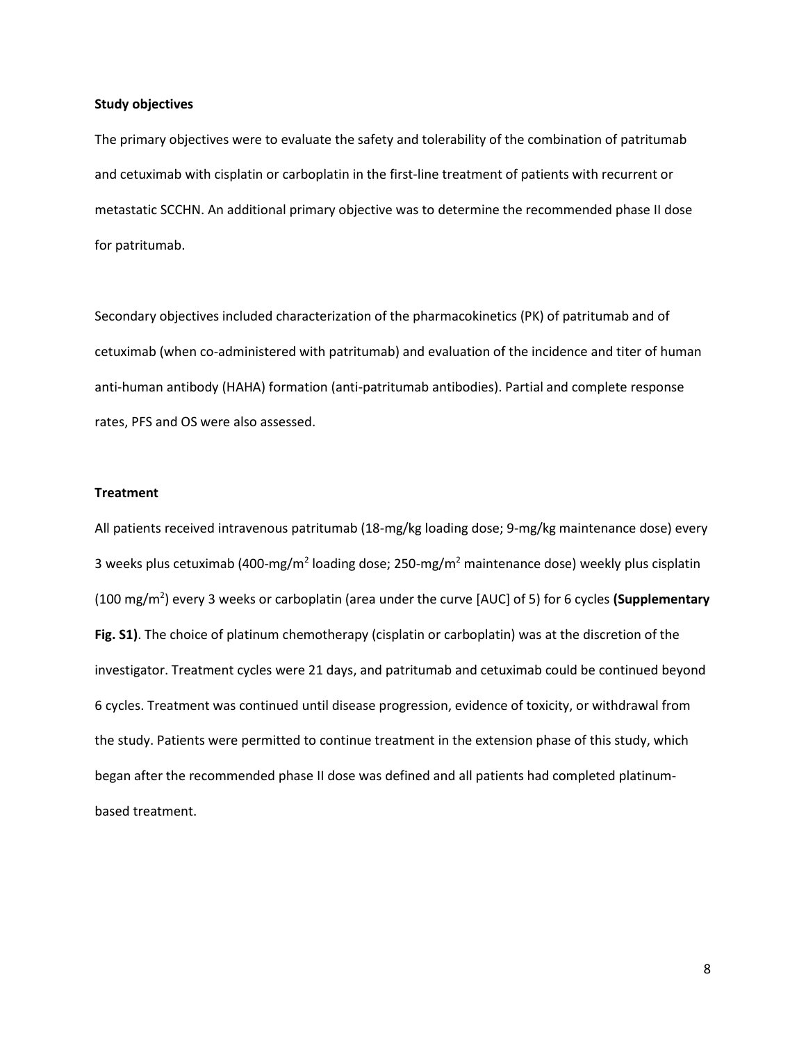**Study objectives**

The primary objectives were to evaluate the safety and tolerability of the combination of patritumab and cetuximab with cisplatin or carboplatin in the first-line treatment of patients with recurrent or metastatic SCCHN. An additional primary objective was to determine the recommended phase II dose for patritumab.

Secondary objectives included characterization of the pharmacokinetics (PK) of patritumab and of cetuximab (when co-administered with patritumab) and evaluation of the incidence and titer of human anti-human antibody (HAHA) formation (anti-patritumab antibodies). Partial and complete response rates, PFS and OS were also assessed.

**Treatment**

All patients received intravenous patritumab (18-mg/kg loading dose; 9-mg/kg maintenance dose) every 3 weeks plus cetuximab (400-mg/$m^2$ loading dose; 250-mg/$m^2$ maintenance dose) weekly plus cisplatin (100 mg/$m^2$) every 3 weeks or carboplatin (area under the curve [AUC] of 5) for 6 cycles **(Supplementary Fig. S1)**. The choice of platinum chemotherapy (cisplatin or carboplatin) was at the discretion of the investigator. Treatment cycles were 21 days, and patritumab and cetuximab could be continued beyond 6 cycles. Treatment was continued until disease progression, evidence of toxicity, or withdrawal from the study. Patients were permitted to continue treatment in the extension phase of this study, which began after the recommended phase II dose was defined and all patients had completed platinum-based treatment.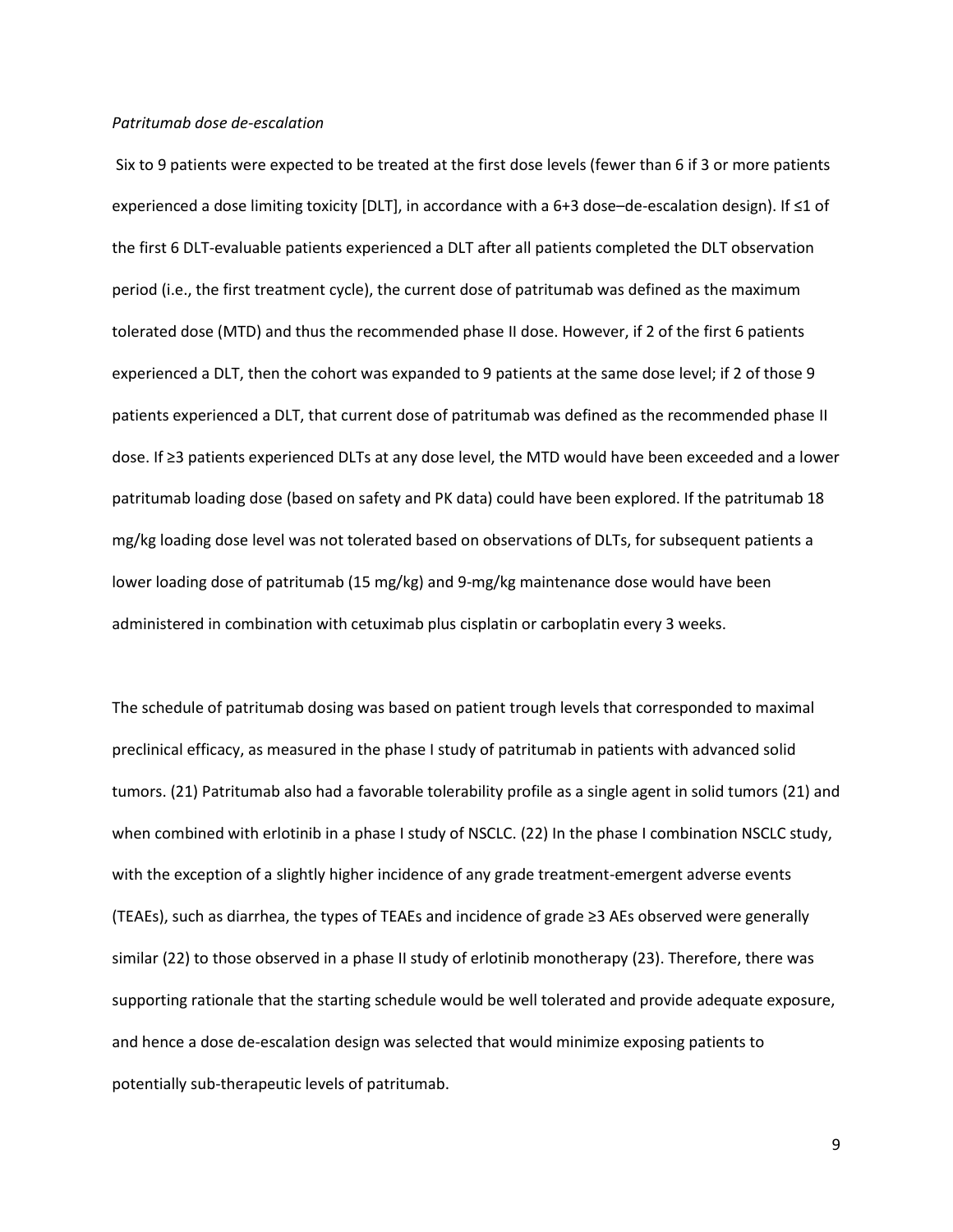*Patritumab dose de-escalation*

Six to 9 patients were expected to be treated at the first dose levels (fewer than 6 if 3 or more patients experienced a dose limiting toxicity [DLT], in accordance with a 6+3 dose–de-escalation design). If ≤1 of the first 6 DLT-evaluable patients experienced a DLT after all patients completed the DLT observation period (i.e., the first treatment cycle), the current dose of patritumab was defined as the maximum tolerated dose (MTD) and thus the recommended phase II dose. However, if 2 of the first 6 patients experienced a DLT, then the cohort was expanded to 9 patients at the same dose level; if 2 of those 9 patients experienced a DLT, that current dose of patritumab was defined as the recommended phase II dose. If ≥3 patients experienced DLTs at any dose level, the MTD would have been exceeded and a lower patritumab loading dose (based on safety and PK data) could have been explored. If the patritumab 18 mg/kg loading dose level was not tolerated based on observations of DLTs, for subsequent patients a lower loading dose of patritumab (15 mg/kg) and 9-mg/kg maintenance dose would have been administered in combination with cetuximab plus cisplatin or carboplatin every 3 weeks.

The schedule of patritumab dosing was based on patient trough levels that corresponded to maximal preclinical efficacy, as measured in the phase I study of patritumab in patients with advanced solid tumors. (21) Patritumab also had a favorable tolerability profile as a single agent in solid tumors (21) and when combined with erlotinib in a phase I study of NSCLC. (22) In the phase I combination NSCLC study, with the exception of a slightly higher incidence of any grade treatment-emergent adverse events (TEAEs), such as diarrhea, the types of TEAEs and incidence of grade ≥3 AEs observed were generally similar (22) to those observed in a phase II study of erlotinib monotherapy (23). Therefore, there was supporting rationale that the starting schedule would be well tolerated and provide adequate exposure, and hence a dose de-escalation design was selected that would minimize exposing patients to potentially sub-therapeutic levels of patritumab.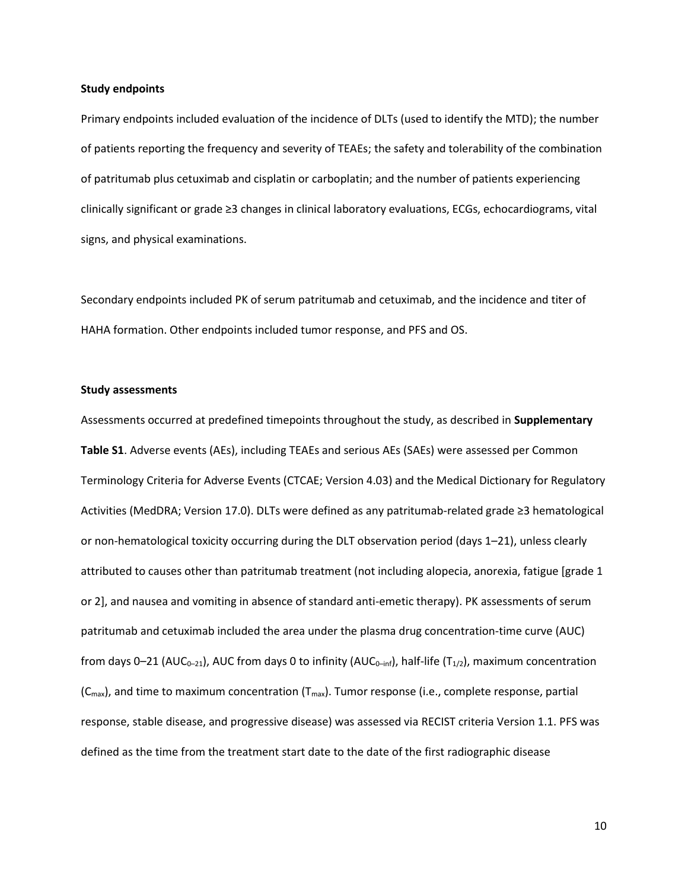**Study endpoints**

Primary endpoints included evaluation of the incidence of DLTs (used to identify the MTD); the number of patients reporting the frequency and severity of TEAEs; the safety and tolerability of the combination of patritumab plus cetuximab and cisplatin or carboplatin; and the number of patients experiencing clinically significant or grade ≥3 changes in clinical laboratory evaluations, ECGs, echocardiograms, vital signs, and physical examinations.

Secondary endpoints included PK of serum patritumab and cetuximab, and the incidence and titer of HAHA formation. Other endpoints included tumor response, and PFS and OS.

**Study assessments**

Assessments occurred at predefined timepoints throughout the study, as described in **Supplementary Table S1**. Adverse events (AEs), including TEAEs and serious AEs (SAEs) were assessed per Common Terminology Criteria for Adverse Events (CTCAE; Version 4.03) and the Medical Dictionary for Regulatory Activities (MedDRA; Version 17.0). DLTs were defined as any patritumab-related grade ≥3 hematological or non-hematological toxicity occurring during the DLT observation period (days 1–21), unless clearly attributed to causes other than patritumab treatment (not including alopecia, anorexia, fatigue [grade 1 or 2], and nausea and vomiting in absence of standard anti-emetic therapy). PK assessments of serum patritumab and cetuximab included the area under the plasma drug concentration-time curve (AUC) from days 0–21 ($AUC_{0-21}$), AUC from days 0 to infinity ($AUC_{0-inf}$), half-life ($T_{1/2}$), maximum concentration ($C_{max}$), and time to maximum concentration ($T_{max}$). Tumor response (i.e., complete response, partial response, stable disease, and progressive disease) was assessed via RECIST criteria Version 1.1. PFS was defined as the time from the treatment start date to the date of the first radiographic disease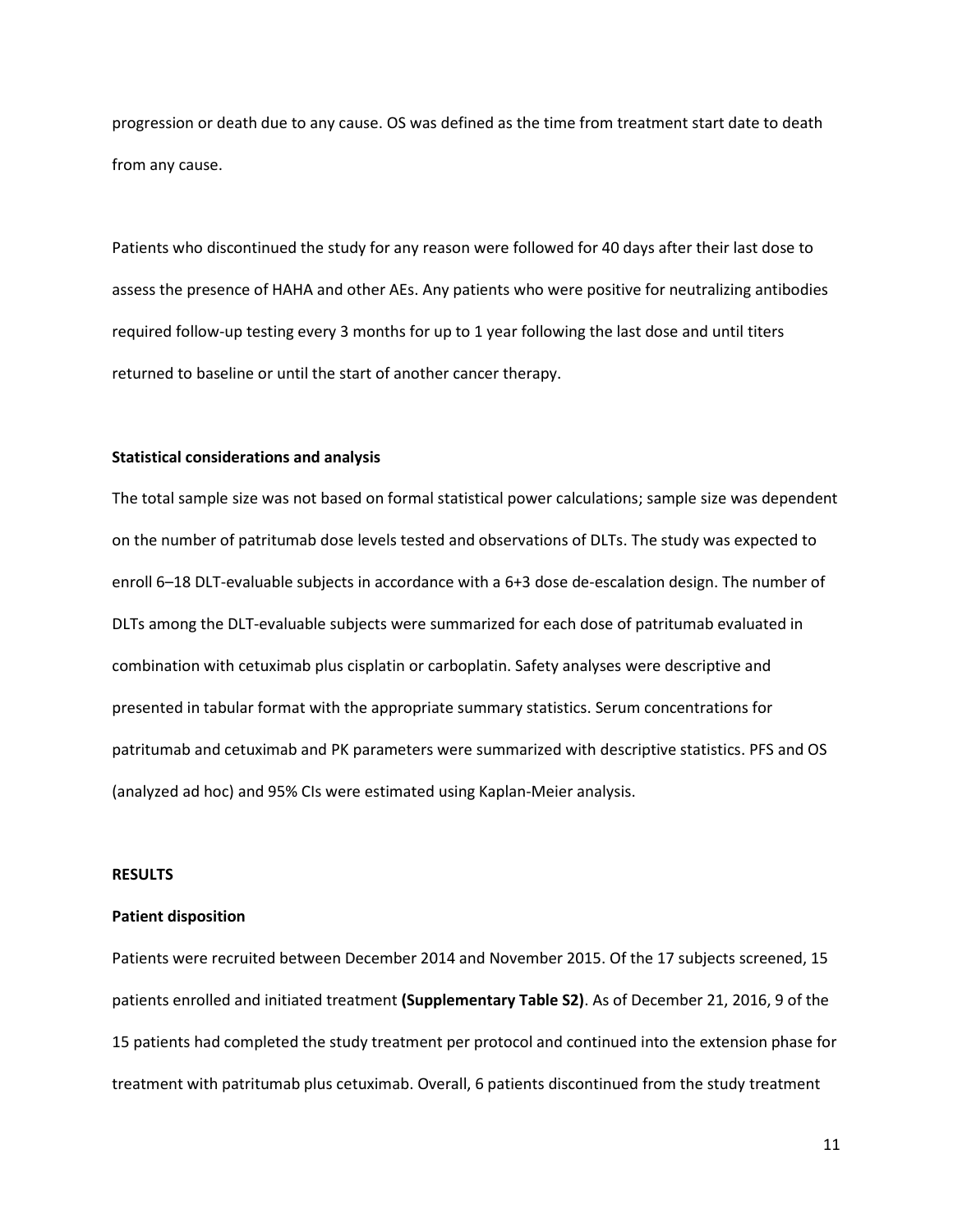progression or death due to any cause. OS was defined as the time from treatment start date to death from any cause.

Patients who discontinued the study for any reason were followed for 40 days after their last dose to assess the presence of HAHA and other AEs. Any patients who were positive for neutralizing antibodies required follow-up testing every 3 months for up to 1 year following the last dose and until titers returned to baseline or until the start of another cancer therapy.

### Statistical considerations and analysis

The total sample size was not based on formal statistical power calculations; sample size was dependent on the number of patritumab dose levels tested and observations of DLTs. The study was expected to enroll 6–18 DLT-evaluable subjects in accordance with a 6+3 dose de-escalation design. The number of DLTs among the DLT-evaluable subjects were summarized for each dose of patritumab evaluated in combination with cetuximab plus cisplatin or carboplatin. Safety analyses were descriptive and presented in tabular format with the appropriate summary statistics. Serum concentrations for patritumab and cetuximab and PK parameters were summarized with descriptive statistics. PFS and OS (analyzed ad hoc) and 95% CIs were estimated using Kaplan-Meier analysis.

## RESULTS

### Patient disposition

Patients were recruited between December 2014 and November 2015. Of the 17 subjects screened, 15 patients enrolled and initiated treatment **(Supplementary Table S2)**. As of December 21, 2016, 9 of the 15 patients had completed the study treatment per protocol and continued into the extension phase for treatment with patritumab plus cetuximab. Overall, 6 patients discontinued from the study treatment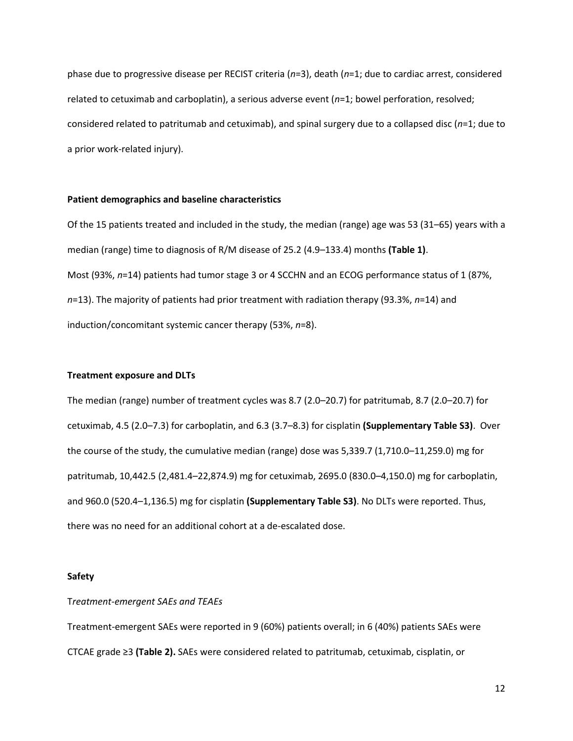phase due to progressive disease per RECIST criteria (*n*=3), death (*n*=1; due to cardiac arrest, considered related to cetuximab and carboplatin), a serious adverse event (*n*=1; bowel perforation, resolved; considered related to patritumab and cetuximab), and spinal surgery due to a collapsed disc (*n*=1; due to a prior work-related injury).

**Patient demographics and baseline characteristics**

Of the 15 patients treated and included in the study, the median (range) age was 53 (31–65) years with a median (range) time to diagnosis of R/M disease of 25.2 (4.9–133.4) months **(Table 1)**.

Most (93%, *n*=14) patients had tumor stage 3 or 4 SCCHN and an ECOG performance status of 1 (87%, *n*=13). The majority of patients had prior treatment with radiation therapy (93.3%, *n*=14) and induction/concomitant systemic cancer therapy (53%, *n*=8).

**Treatment exposure and DLTs**

The median (range) number of treatment cycles was 8.7 (2.0–20.7) for patritumab, 8.7 (2.0–20.7) for cetuximab, 4.5 (2.0–7.3) for carboplatin, and 6.3 (3.7–8.3) for cisplatin **(Supplementary Table S3)**. Over the course of the study, the cumulative median (range) dose was 5,339.7 (1,710.0–11,259.0) mg for patritumab, 10,442.5 (2,481.4–22,874.9) mg for cetuximab, 2695.0 (830.0–4,150.0) mg for carboplatin, and 960.0 (520.4–1,136.5) mg for cisplatin **(Supplementary Table S3)**. No DLTs were reported. Thus, there was no need for an additional cohort at a de-escalated dose.

**Safety**

T*reatment-emergent SAEs and TEAEs*

Treatment-emergent SAEs were reported in 9 (60%) patients overall; in 6 (40%) patients SAEs were CTCAE grade ≥3 **(Table 2).** SAEs were considered related to patritumab, cetuximab, cisplatin, or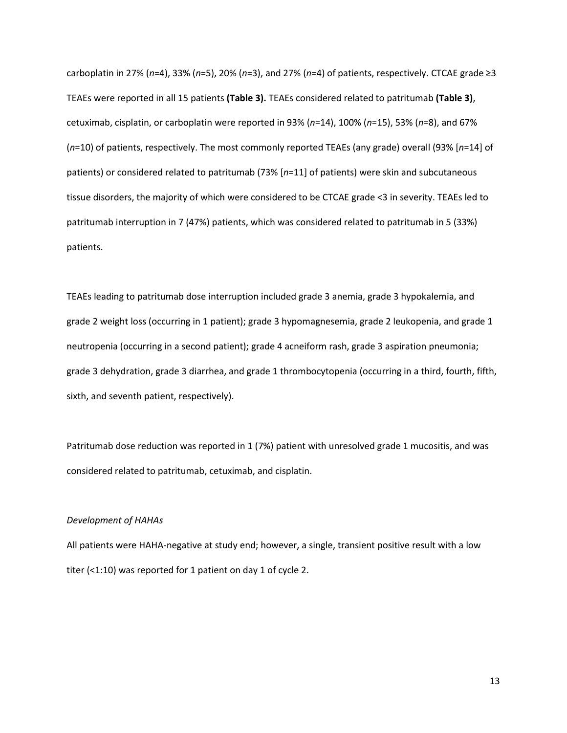carboplatin in 27% (*n*=4), 33% (*n*=5), 20% (*n*=3), and 27% (*n*=4) of patients, respectively. CTCAE grade ≥3 TEAEs were reported in all 15 patients **(Table 3).** TEAEs considered related to patritumab **(Table 3)**, cetuximab, cisplatin, or carboplatin were reported in 93% (*n*=14), 100% (*n*=15), 53% (*n*=8), and 67% (*n*=10) of patients, respectively. The most commonly reported TEAEs (any grade) overall (93% [*n*=14] of patients) or considered related to patritumab (73% [*n*=11] of patients) were skin and subcutaneous tissue disorders, the majority of which were considered to be CTCAE grade <3 in severity. TEAEs led to patritumab interruption in 7 (47%) patients, which was considered related to patritumab in 5 (33%) patients.

TEAEs leading to patritumab dose interruption included grade 3 anemia, grade 3 hypokalemia, and grade 2 weight loss (occurring in 1 patient); grade 3 hypomagnesemia, grade 2 leukopenia, and grade 1 neutropenia (occurring in a second patient); grade 4 acneiform rash, grade 3 aspiration pneumonia; grade 3 dehydration, grade 3 diarrhea, and grade 1 thrombocytopenia (occurring in a third, fourth, fifth, sixth, and seventh patient, respectively).

Patritumab dose reduction was reported in 1 (7%) patient with unresolved grade 1 mucositis, and was considered related to patritumab, cetuximab, and cisplatin.

*Development of HAHAs*

All patients were HAHA-negative at study end; however, a single, transient positive result with a low titer (<1:10) was reported for 1 patient on day 1 of cycle 2.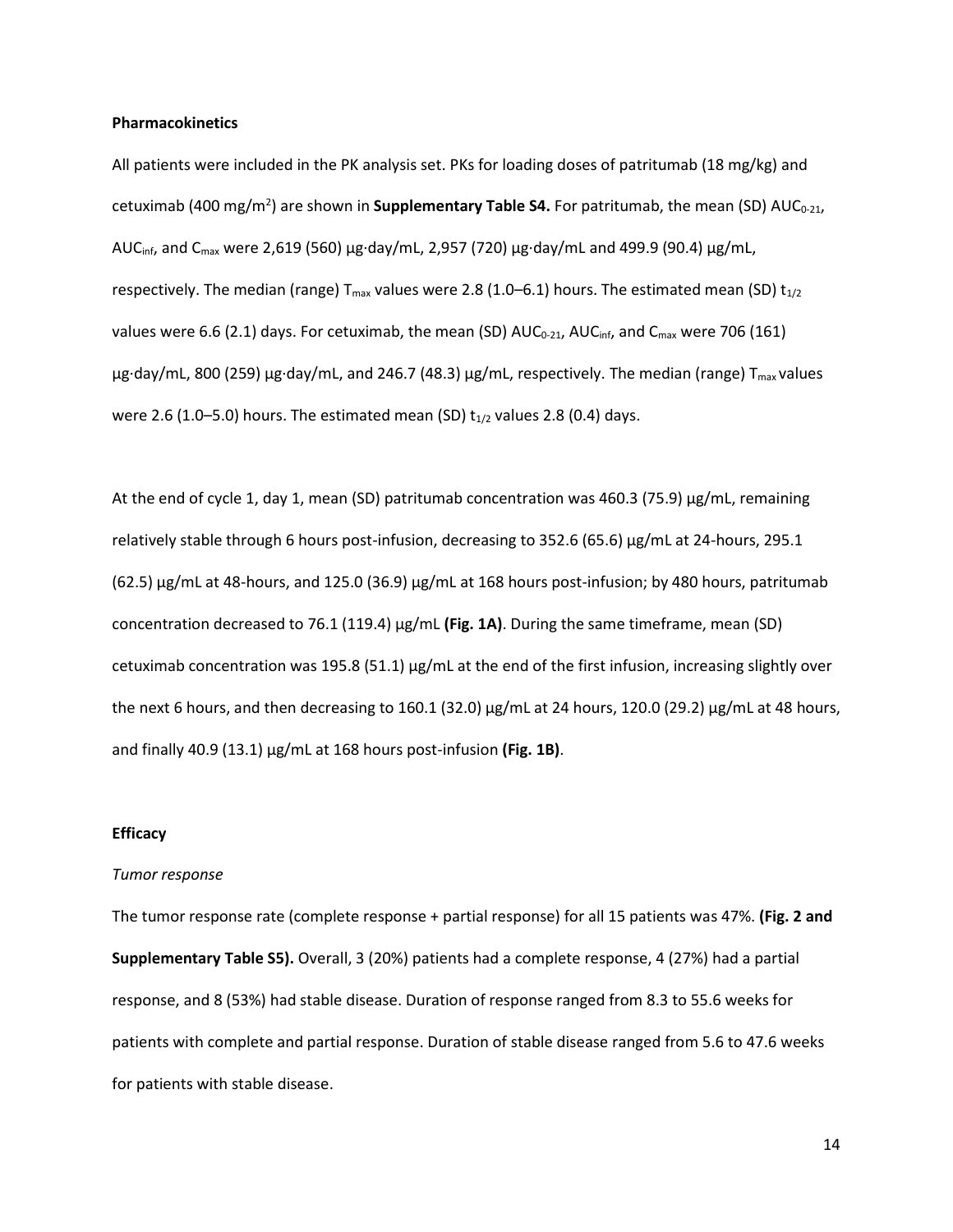**Pharmacokinetics**

All patients were included in the PK analysis set. PKs for loading doses of patritumab (18 mg/kg) and cetuximab (400 mg/m$^2$) are shown in **Supplementary Table S4.** For patritumab, the mean (SD) $AUC_{0-21}$, $AUC_{inf}$, and $C_{max}$ were 2,619 (560) µg·day/mL, 2,957 (720) µg·day/mL and 499.9 (90.4) µg/mL, respectively. The median (range) $T_{max}$ values were 2.8 (1.0–6.1) hours. The estimated mean (SD) $t_{1/2}$ values were 6.6 (2.1) days. For cetuximab, the mean (SD) $AUC_{0-21}$, $AUC_{inf}$, and $C_{max}$ were 706 (161) µg·day/mL, 800 (259) µg·day/mL, and 246.7 (48.3) µg/mL, respectively. The median (range) $T_{max}$ values were 2.6 (1.0–5.0) hours. The estimated mean (SD) $t_{1/2}$ values 2.8 (0.4) days.

At the end of cycle 1, day 1, mean (SD) patritumab concentration was 460.3 (75.9) µg/mL, remaining relatively stable through 6 hours post-infusion, decreasing to 352.6 (65.6) µg/mL at 24-hours, 295.1 (62.5) µg/mL at 48-hours, and 125.0 (36.9) µg/mL at 168 hours post-infusion; by 480 hours, patritumab concentration decreased to 76.1 (119.4) µg/mL **(Fig. 1A)**. During the same timeframe, mean (SD) cetuximab concentration was 195.8 (51.1) µg/mL at the end of the first infusion, increasing slightly over the next 6 hours, and then decreasing to 160.1 (32.0) µg/mL at 24 hours, 120.0 (29.2) µg/mL at 48 hours, and finally 40.9 (13.1) µg/mL at 168 hours post-infusion **(Fig. 1B)**.

**Efficacy**

*Tumor response*

The tumor response rate (complete response + partial response) for all 15 patients was 47%. **(Fig. 2 and Supplementary Table S5).** Overall, 3 (20%) patients had a complete response, 4 (27%) had a partial response, and 8 (53%) had stable disease. Duration of response ranged from 8.3 to 55.6 weeks for patients with complete and partial response. Duration of stable disease ranged from 5.6 to 47.6 weeks for patients with stable disease.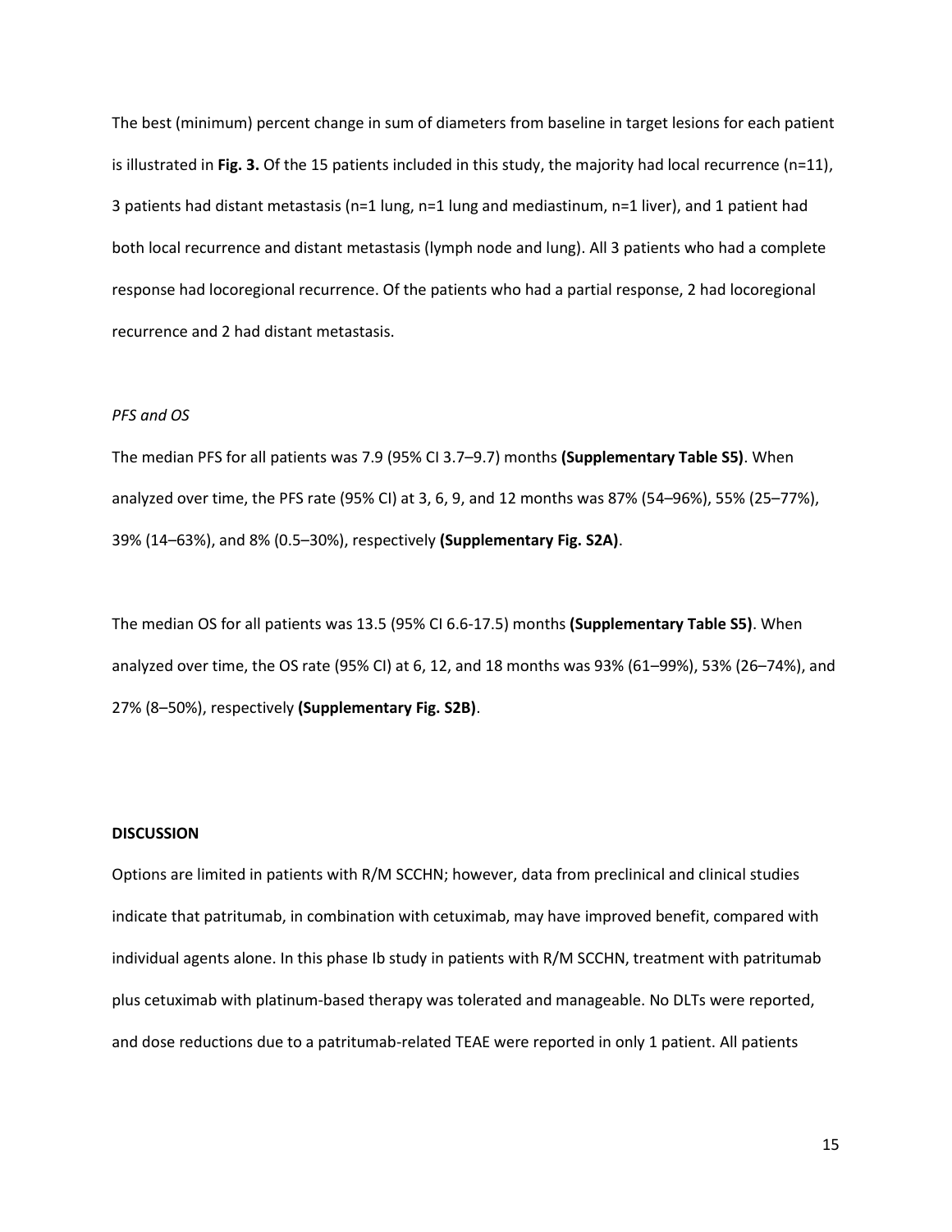The best (minimum) percent change in sum of diameters from baseline in target lesions for each patient is illustrated in **Fig. 3.** Of the 15 patients included in this study, the majority had local recurrence (n=11), 3 patients had distant metastasis (n=1 lung, n=1 lung and mediastinum, n=1 liver), and 1 patient had both local recurrence and distant metastasis (lymph node and lung). All 3 patients who had a complete response had locoregional recurrence. Of the patients who had a partial response, 2 had locoregional recurrence and 2 had distant metastasis.

*PFS and OS*

The median PFS for all patients was 7.9 (95% CI 3.7–9.7) months **(Supplementary Table S5)**. When analyzed over time, the PFS rate (95% CI) at 3, 6, 9, and 12 months was 87% (54–96%), 55% (25–77%), 39% (14–63%), and 8% (0.5–30%), respectively **(Supplementary Fig. S2A)**.

The median OS for all patients was 13.5 (95% CI 6.6-17.5) months **(Supplementary Table S5)**. When analyzed over time, the OS rate (95% CI) at 6, 12, and 18 months was 93% (61–99%), 53% (26–74%), and 27% (8–50%), respectively **(Supplementary Fig. S2B)**.

## DISCUSSION

Options are limited in patients with R/M SCCHN; however, data from preclinical and clinical studies indicate that patritumab, in combination with cetuximab, may have improved benefit, compared with individual agents alone. In this phase Ib study in patients with R/M SCCHN, treatment with patritumab plus cetuximab with platinum-based therapy was tolerated and manageable. No DLTs were reported, and dose reductions due to a patritumab-related TEAE were reported in only 1 patient. All patients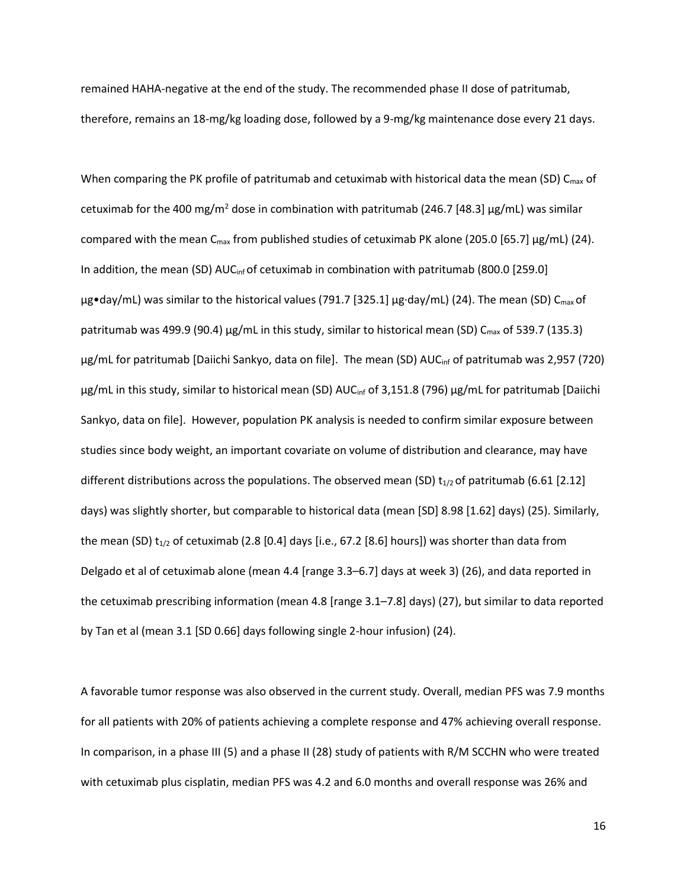remained HAHA-negative at the end of the study. The recommended phase II dose of patritumab, therefore, remains an 18-mg/kg loading dose, followed by a 9-mg/kg maintenance dose every 21 days.

When comparing the PK profile of patritumab and cetuximab with historical data the mean (SD) $C_{max}$ of cetuximab for the 400 mg/m$^2$ dose in combination with patritumab (246.7 [48.3] µg/mL) was similar compared with the mean $C_{max}$ from published studies of cetuximab PK alone (205.0 [65.7] µg/mL) (24). In addition, the mean (SD) $AUC_{inf}$ of cetuximab in combination with patritumab (800.0 [259.0] µg•day/mL) was similar to the historical values (791.7 [325.1] µg·day/mL) (24). The mean (SD) $C_{max}$ of patritumab was 499.9 (90.4) µg/mL in this study, similar to historical mean (SD) $C_{max}$ of 539.7 (135.3) µg/mL for patritumab [Daiichi Sankyo, data on file]. The mean (SD) $AUC_{inf}$ of patritumab was 2,957 (720) µg/mL in this study, similar to historical mean (SD) $AUC_{inf}$ of 3,151.8 (796) µg/mL for patritumab [Daiichi Sankyo, data on file]. However, population PK analysis is needed to confirm similar exposure between studies since body weight, an important covariate on volume of distribution and clearance, may have different distributions across the populations. The observed mean (SD) $t_{1/2}$ of patritumab (6.61 [2.12] days) was slightly shorter, but comparable to historical data (mean [SD] 8.98 [1.62] days) (25). Similarly, the mean (SD) $t_{1/2}$ of cetuximab (2.8 [0.4] days [i.e., 67.2 [8.6] hours]) was shorter than data from Delgado et al of cetuximab alone (mean 4.4 [range 3.3–6.7] days at week 3) (26), and data reported in the cetuximab prescribing information (mean 4.8 [range 3.1–7.8] days) (27), but similar to data reported by Tan et al (mean 3.1 [SD 0.66] days following single 2-hour infusion) (24).

A favorable tumor response was also observed in the current study. Overall, median PFS was 7.9 months for all patients with 20% of patients achieving a complete response and 47% achieving overall response. In comparison, in a phase III (5) and a phase II (28) study of patients with R/M SCCHN who were treated with cetuximab plus cisplatin, median PFS was 4.2 and 6.0 months and overall response was 26% and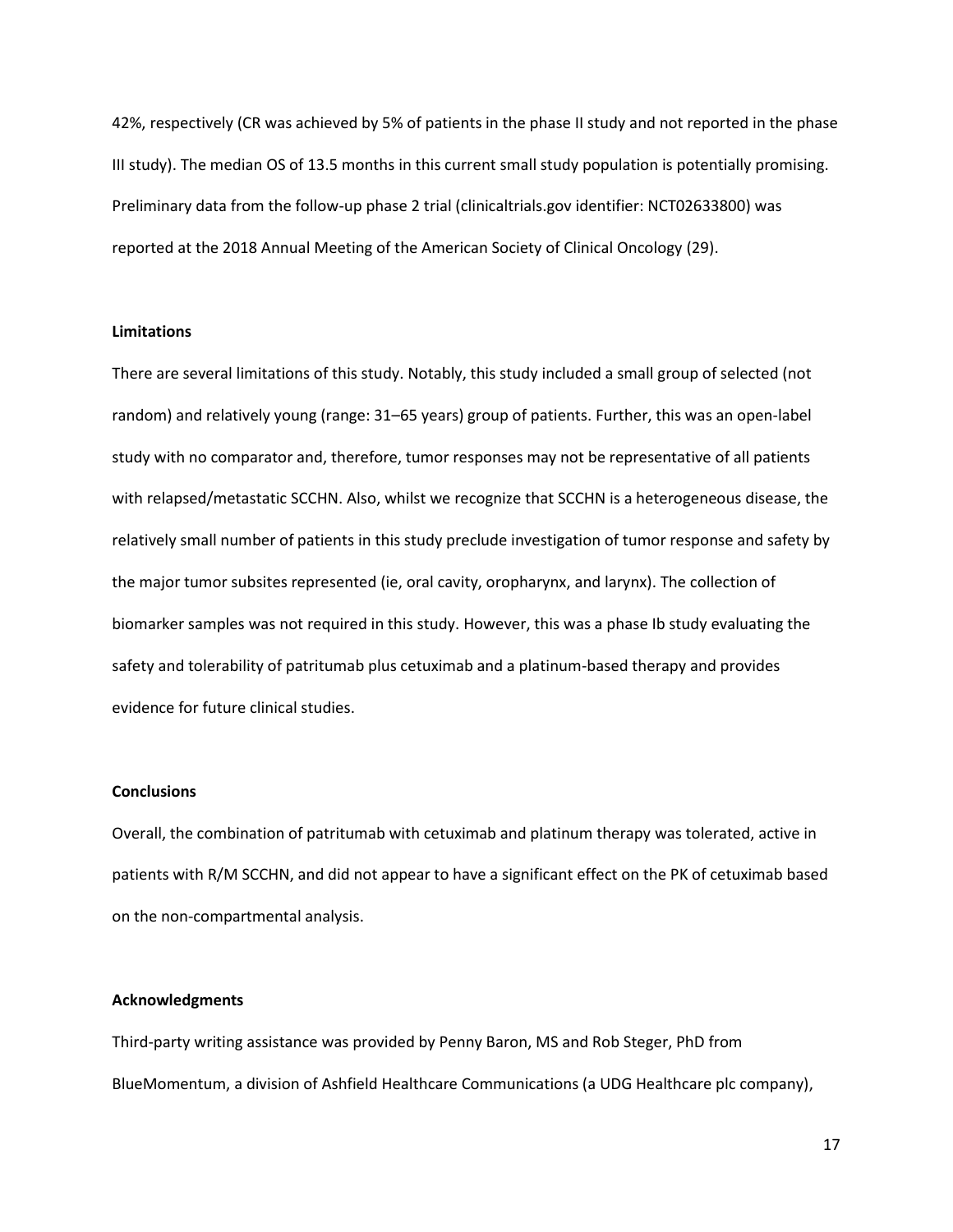42%, respectively (CR was achieved by 5% of patients in the phase II study and not reported in the phase III study). The median OS of 13.5 months in this current small study population is potentially promising. Preliminary data from the follow-up phase 2 trial (clinicaltrials.gov identifier: NCT02633800) was reported at the 2018 Annual Meeting of the American Society of Clinical Oncology (29).

## Limitations

There are several limitations of this study. Notably, this study included a small group of selected (not random) and relatively young (range: 31–65 years) group of patients. Further, this was an open-label study with no comparator and, therefore, tumor responses may not be representative of all patients with relapsed/metastatic SCCHN. Also, whilst we recognize that SCCHN is a heterogeneous disease, the relatively small number of patients in this study preclude investigation of tumor response and safety by the major tumor subsites represented (ie, oral cavity, oropharynx, and larynx). The collection of biomarker samples was not required in this study. However, this was a phase Ib study evaluating the safety and tolerability of patritumab plus cetuximab and a platinum-based therapy and provides evidence for future clinical studies.

## Conclusions

Overall, the combination of patritumab with cetuximab and platinum therapy was tolerated, active in patients with R/M SCCHN, and did not appear to have a significant effect on the PK of cetuximab based on the non-compartmental analysis.

## Acknowledgments

Third-party writing assistance was provided by Penny Baron, MS and Rob Steger, PhD from BlueMomentum, a division of Ashfield Healthcare Communications (a UDG Healthcare plc company),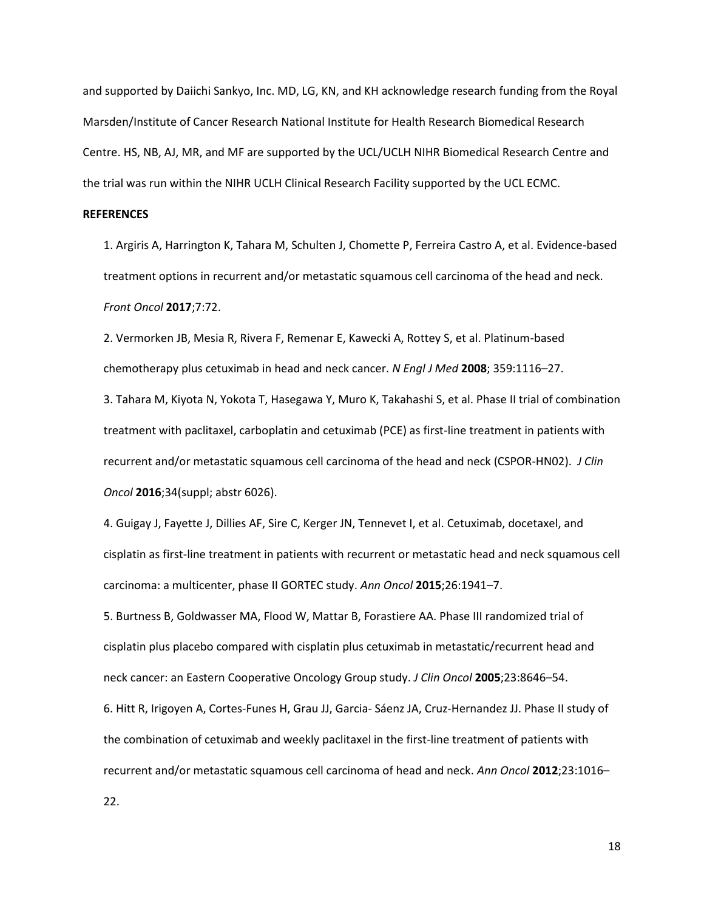and supported by Daiichi Sankyo, Inc. MD, LG, KN, and KH acknowledge research funding from the Royal Marsden/Institute of Cancer Research National Institute for Health Research Biomedical Research Centre. HS, NB, AJ, MR, and MF are supported by the UCL/UCLH NIHR Biomedical Research Centre and the trial was run within the NIHR UCLH Clinical Research Facility supported by the UCL ECMC.

**REFERENCES**

1. Argiris A, Harrington K, Tahara M, Schulten J, Chomette P, Ferreira Castro A, et al. Evidence-based treatment options in recurrent and/or metastatic squamous cell carcinoma of the head and neck. *Front Oncol* **2017**;7:72.

2. Vermorken JB, Mesia R, Rivera F, Remenar E, Kawecki A, Rottey S, et al. Platinum-based chemotherapy plus cetuximab in head and neck cancer. *N Engl J Med* **2008**; 359:1116–27.

3. Tahara M, Kiyota N, Yokota T, Hasegawa Y, Muro K, Takahashi S, et al. Phase II trial of combination treatment with paclitaxel, carboplatin and cetuximab (PCE) as first-line treatment in patients with recurrent and/or metastatic squamous cell carcinoma of the head and neck (CSPOR-HN02). *J Clin Oncol* **2016**;34(suppl; abstr 6026).

4. Guigay J, Fayette J, Dillies AF, Sire C, Kerger JN, Tennevet I, et al. Cetuximab, docetaxel, and cisplatin as first-line treatment in patients with recurrent or metastatic head and neck squamous cell carcinoma: a multicenter, phase II GORTEC study. *Ann Oncol* **2015**;26:1941–7.

5. Burtness B, Goldwasser MA, Flood W, Mattar B, Forastiere AA. Phase III randomized trial of cisplatin plus placebo compared with cisplatin plus cetuximab in metastatic/recurrent head and neck cancer: an Eastern Cooperative Oncology Group study. *J Clin Oncol* **2005**;23:8646–54.

6. Hitt R, Irigoyen A, Cortes-Funes H, Grau JJ, Garcia- Sáenz JA, Cruz-Hernandez JJ. Phase II study of the combination of cetuximab and weekly paclitaxel in the first-line treatment of patients with recurrent and/or metastatic squamous cell carcinoma of head and neck. *Ann Oncol* **2012**;23:1016–22.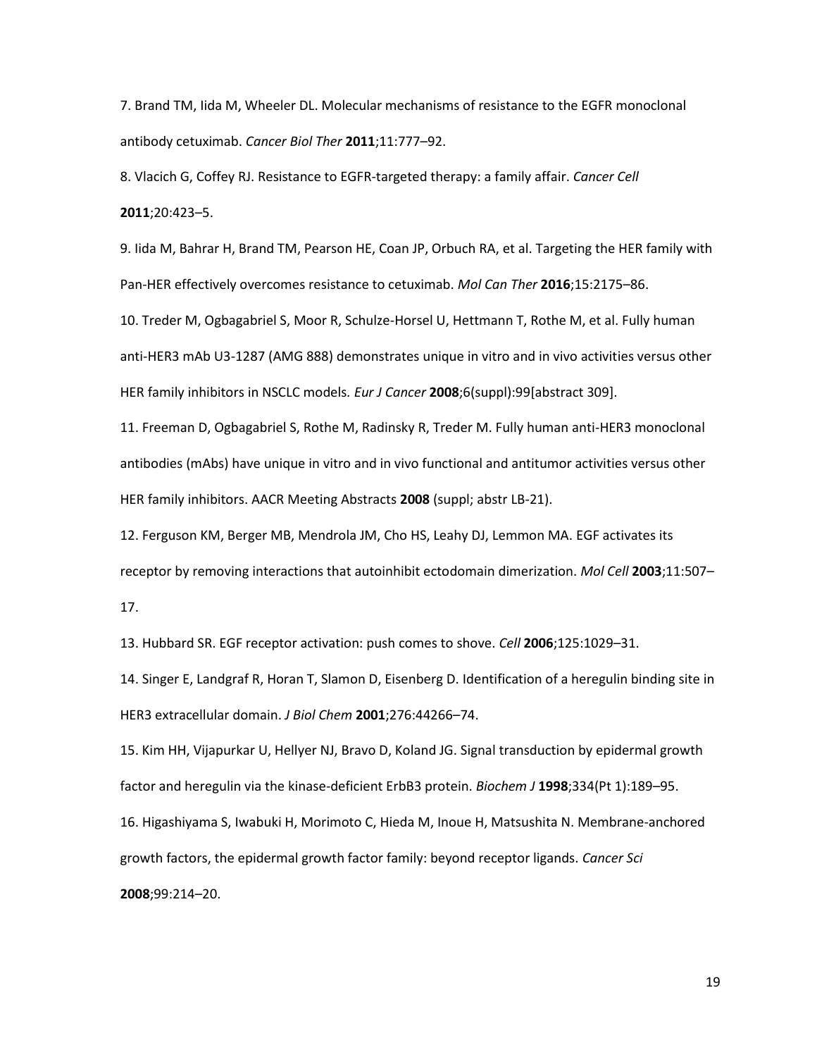7. Brand TM, Iida M, Wheeler DL. Molecular mechanisms of resistance to the EGFR monoclonal antibody cetuximab. *Cancer Biol Ther* **2011**;11:777–92.

8. Vlacich G, Coffey RJ. Resistance to EGFR-targeted therapy: a family affair. *Cancer Cell* **2011**;20:423–5.

9. Iida M, Bahrar H, Brand TM, Pearson HE, Coan JP, Orbuch RA, et al. Targeting the HER family with Pan-HER effectively overcomes resistance to cetuximab. *Mol Can Ther* **2016**;15:2175–86.

10. Treder M, Ogbagabriel S, Moor R, Schulze-Horsel U, Hettmann T, Rothe M, et al. Fully human anti-HER3 mAb U3-1287 (AMG 888) demonstrates unique in vitro and in vivo activities versus other HER family inhibitors in NSCLC models. *Eur J Cancer* **2008**;6(suppl):99[abstract 309].

11. Freeman D, Ogbagabriel S, Rothe M, Radinsky R, Treder M. Fully human anti-HER3 monoclonal antibodies (mAbs) have unique in vitro and in vivo functional and antitumor activities versus other HER family inhibitors. AACR Meeting Abstracts **2008** (suppl; abstr LB-21).

12. Ferguson KM, Berger MB, Mendrola JM, Cho HS, Leahy DJ, Lemmon MA. EGF activates its receptor by removing interactions that autoinhibit ectodomain dimerization. *Mol Cell* **2003**;11:507–17.

13. Hubbard SR. EGF receptor activation: push comes to shove. *Cell* **2006**;125:1029–31.

14. Singer E, Landgraf R, Horan T, Slamon D, Eisenberg D. Identification of a heregulin binding site in HER3 extracellular domain. *J Biol Chem* **2001**;276:44266–74.

15. Kim HH, Vijapurkar U, Hellyer NJ, Bravo D, Koland JG. Signal transduction by epidermal growth factor and heregulin via the kinase-deficient ErbB3 protein. *Biochem J* **1998**;334(Pt 1):189–95.

16. Higashiyama S, Iwabuki H, Morimoto C, Hieda M, Inoue H, Matsushita N. Membrane-anchored growth factors, the epidermal growth factor family: beyond receptor ligands. *Cancer Sci* **2008**;99:214–20.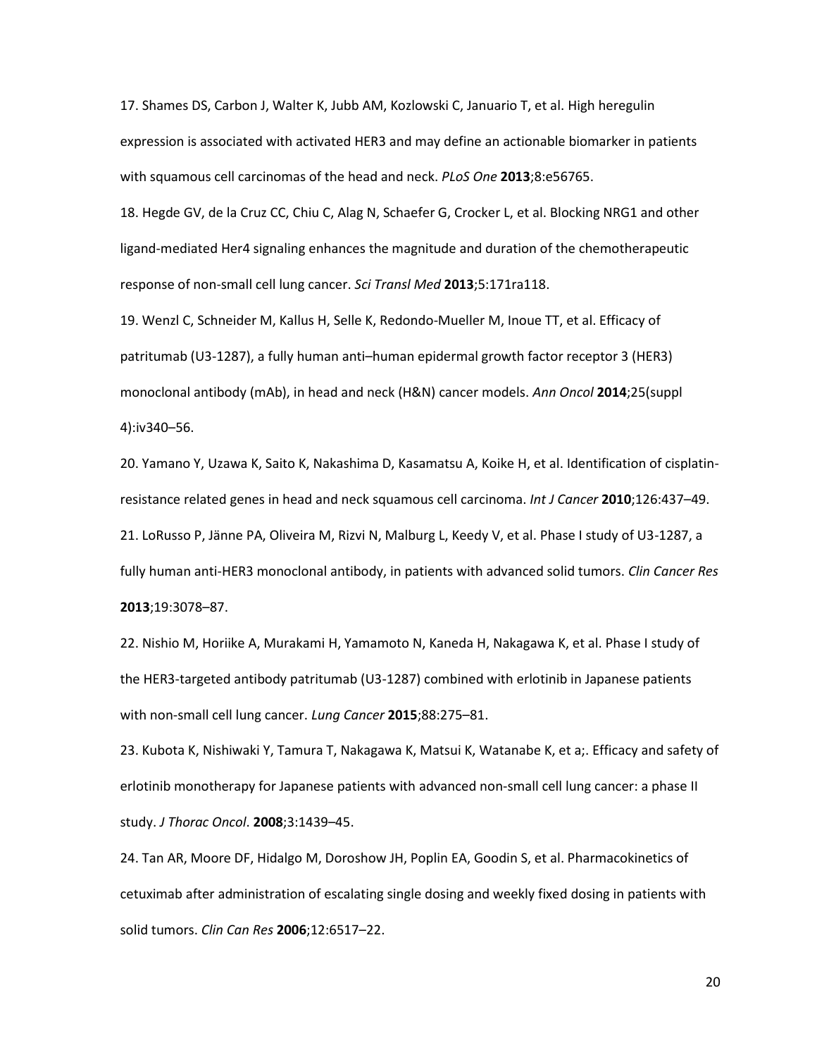17. Shames DS, Carbon J, Walter K, Jubb AM, Kozlowski C, Januario T, et al. High heregulin expression is associated with activated HER3 and may define an actionable biomarker in patients with squamous cell carcinomas of the head and neck. *PLoS One* **2013**;8:e56765.

18. Hegde GV, de la Cruz CC, Chiu C, Alag N, Schaefer G, Crocker L, et al. Blocking NRG1 and other ligand-mediated Her4 signaling enhances the magnitude and duration of the chemotherapeutic response of non-small cell lung cancer. *Sci Transl Med* **2013**;5:171ra118.

19. Wenzl C, Schneider M, Kallus H, Selle K, Redondo-Mueller M, Inoue TT, et al. Efficacy of patritumab (U3-1287), a fully human anti–human epidermal growth factor receptor 3 (HER3) monoclonal antibody (mAb), in head and neck (H&N) cancer models. *Ann Oncol* **2014**;25(suppl 4):iv340–56.

20. Yamano Y, Uzawa K, Saito K, Nakashima D, Kasamatsu A, Koike H, et al. Identification of cisplatin-resistance related genes in head and neck squamous cell carcinoma. *Int J Cancer* **2010**;126:437–49.

21. LoRusso P, Jänne PA, Oliveira M, Rizvi N, Malburg L, Keedy V, et al. Phase I study of U3-1287, a fully human anti-HER3 monoclonal antibody, in patients with advanced solid tumors. *Clin Cancer Res* **2013**;19:3078–87.

22. Nishio M, Horiike A, Murakami H, Yamamoto N, Kaneda H, Nakagawa K, et al. Phase I study of the HER3-targeted antibody patritumab (U3-1287) combined with erlotinib in Japanese patients with non-small cell lung cancer. *Lung Cancer* **2015**;88:275–81.

23. Kubota K, Nishiwaki Y, Tamura T, Nakagawa K, Matsui K, Watanabe K, et a;. Efficacy and safety of erlotinib monotherapy for Japanese patients with advanced non-small cell lung cancer: a phase II study. *J Thorac Oncol*. **2008**;3:1439–45.

24. Tan AR, Moore DF, Hidalgo M, Doroshow JH, Poplin EA, Goodin S, et al. Pharmacokinetics of cetuximab after administration of escalating single dosing and weekly fixed dosing in patients with solid tumors. *Clin Can Res* **2006**;12:6517–22.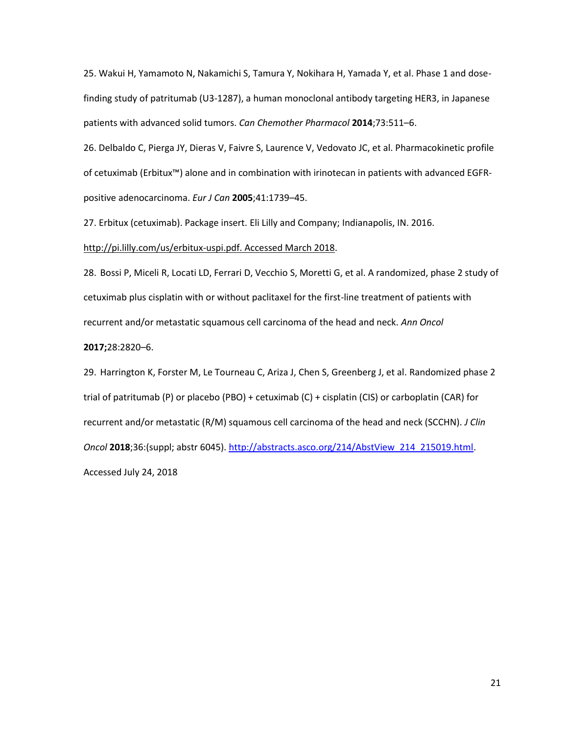25. Wakui H, Yamamoto N, Nakamichi S, Tamura Y, Nokihara H, Yamada Y, et al. Phase 1 and dose-finding study of patritumab (U3-1287), a human monoclonal antibody targeting HER3, in Japanese patients with advanced solid tumors. *Can Chemother Pharmacol* **2014**;73:511–6.

26. Delbaldo C, Pierga JY, Dieras V, Faivre S, Laurence V, Vedovato JC, et al. Pharmacokinetic profile of cetuximab (Erbitux™) alone and in combination with irinotecan in patients with advanced EGFR-positive adenocarcinoma. *Eur J Can* **2005**;41:1739–45.

27. Erbitux (cetuximab). Package insert. Eli Lilly and Company; Indianapolis, IN. 2016. http://pi.lilly.com/us/erbitux-uspi.pdf. Accessed March 2018.

28. Bossi P, Miceli R, Locati LD, Ferrari D, Vecchio S, Moretti G, et al. A randomized, phase 2 study of cetuximab plus cisplatin with or without paclitaxel for the first-line treatment of patients with recurrent and/or metastatic squamous cell carcinoma of the head and neck. *Ann Oncol* **2017;**28:2820–6.

29. Harrington K, Forster M, Le Tourneau C, Ariza J, Chen S, Greenberg J, et al. Randomized phase 2 trial of patritumab (P) or placebo (PBO) + cetuximab (C) + cisplatin (CIS) or carboplatin (CAR) for recurrent and/or metastatic (R/M) squamous cell carcinoma of the head and neck (SCCHN). *J Clin Oncol* **2018**;36:(suppl; abstr 6045). http://abstracts.asco.org/214/AbstView_214_215019.html. Accessed July 24, 2018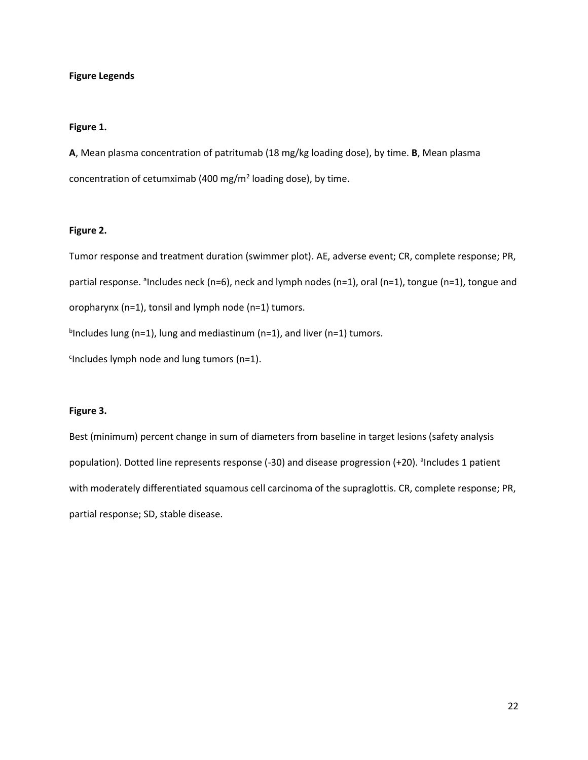**Figure Legends**

**Figure 1.**

**A**, Mean plasma concentration of patritumab (18 mg/kg loading dose), by time. **B**, Mean plasma concentration of cetumximab (400 mg/$m^2$ loading dose), by time.

**Figure 2.**

Tumor response and treatment duration (swimmer plot). AE, adverse event; CR, complete response; PR, partial response. [a]Includes neck (n=6), neck and lymph nodes (n=1), oral (n=1), tongue (n=1), tongue and oropharynx (n=1), tonsil and lymph node (n=1) tumors.

[b]Includes lung (n=1), lung and mediastinum (n=1), and liver (n=1) tumors.

[c]Includes lymph node and lung tumors (n=1).

**Figure 3.**

Best (minimum) percent change in sum of diameters from baseline in target lesions (safety analysis population). Dotted line represents response (-30) and disease progression (+20). [a]Includes 1 patient with moderately differentiated squamous cell carcinoma of the supraglottis. CR, complete response; PR, partial response; SD, stable disease.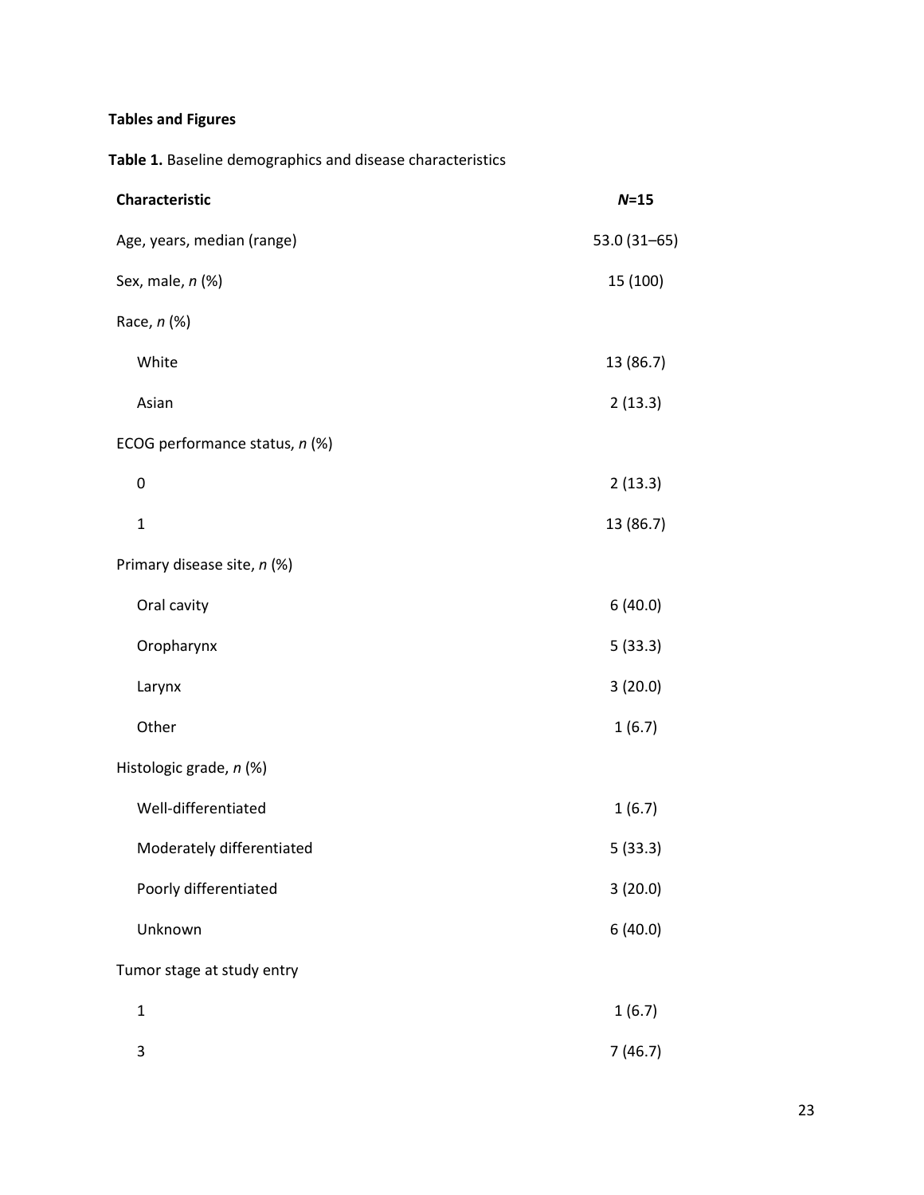**Tables and Figures**

**Table 1.** Baseline demographics and disease characteristics

| **Characteristic** | ***N*=15** |
|---|---|
| Age, years, median (range) | 53.0 (31–65) |
| Sex, male, *n* (%) | 15 (100) |
| Race, *n* (%) | |
| White | 13 (86.7) |
| Asian | 2 (13.3) |
| ECOG performance status, *n* (%) | |
| 0 | 2 (13.3) |
| 1 | 13 (86.7) |
| Primary disease site, *n* (%) | |
| Oral cavity | 6 (40.0) |
| Oropharynx | 5 (33.3) |
| Larynx | 3 (20.0) |
| Other | 1 (6.7) |
| Histologic grade, *n* (%) | |
| Well-differentiated | 1 (6.7) |
| Moderately differentiated | 5 (33.3) |
| Poorly differentiated | 3 (20.0) |
| Unknown | 6 (40.0) |
| Tumor stage at study entry | |
| 1 | 1 (6.7) |
| 3 | 7 (46.7) |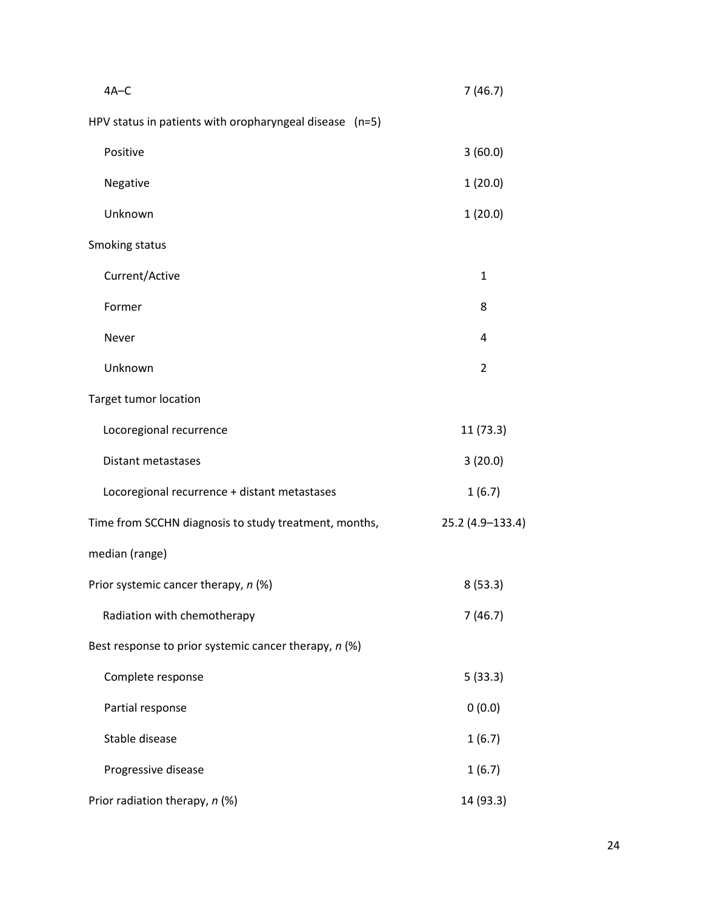| | |
|---|---|
| 4A–C | 7 (46.7) |
| HPV status in patients with oropharyngeal disease (n=5) | |
| Positive | 3 (60.0) |
| Negative | 1 (20.0) |
| Unknown | 1 (20.0) |
| Smoking status | |
| Current/Active | 1 |
| Former | 8 |
| Never | 4 |
| Unknown | 2 |
| Target tumor location | |
| Locoregional recurrence | 11 (73.3) |
| Distant metastases | 3 (20.0) |
| Locoregional recurrence + distant metastases | 1 (6.7) |
| Time from SCCHN diagnosis to study treatment, months, median (range) | 25.2 (4.9–133.4) |
| Prior systemic cancer therapy, *n* (%) | 8 (53.3) |
| Radiation with chemotherapy | 7 (46.7) |
| Best response to prior systemic cancer therapy, *n* (%) | |
| Complete response | 5 (33.3) |
| Partial response | 0 (0.0) |
| Stable disease | 1 (6.7) |
| Progressive disease | 1 (6.7) |
| Prior radiation therapy, *n* (%) | 14 (93.3) |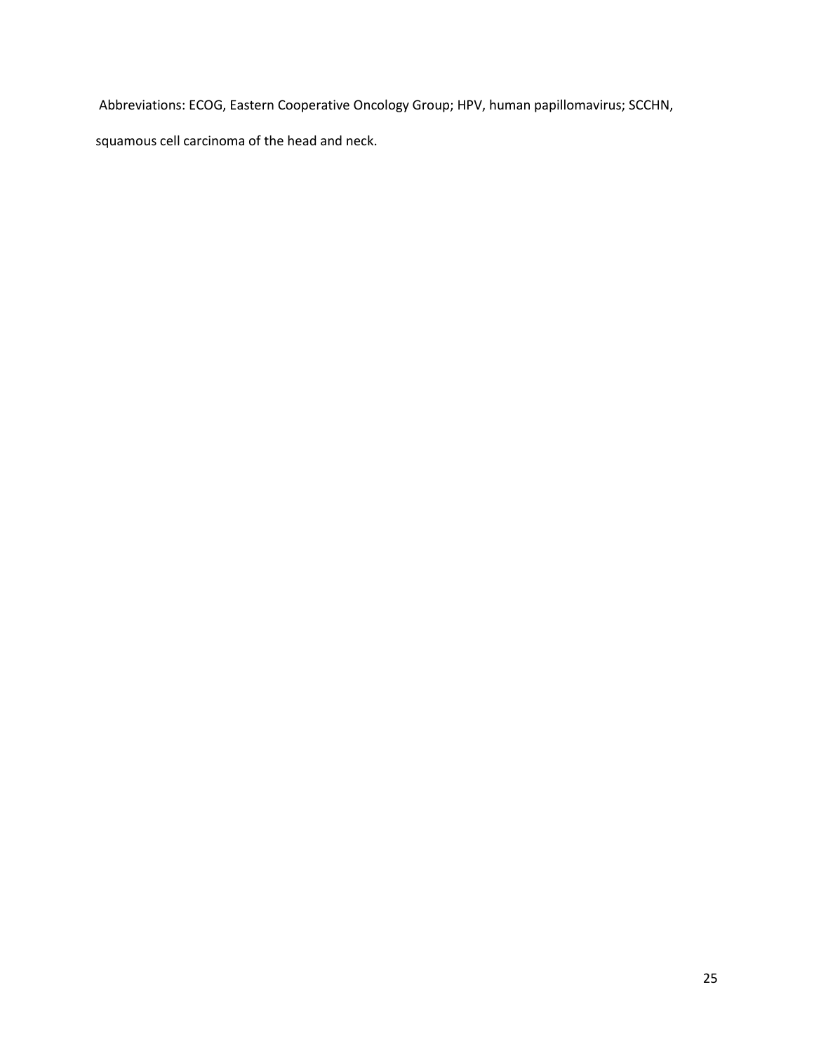Abbreviations: ECOG, Eastern Cooperative Oncology Group; HPV, human papillomavirus; SCCHN, squamous cell carcinoma of the head and neck.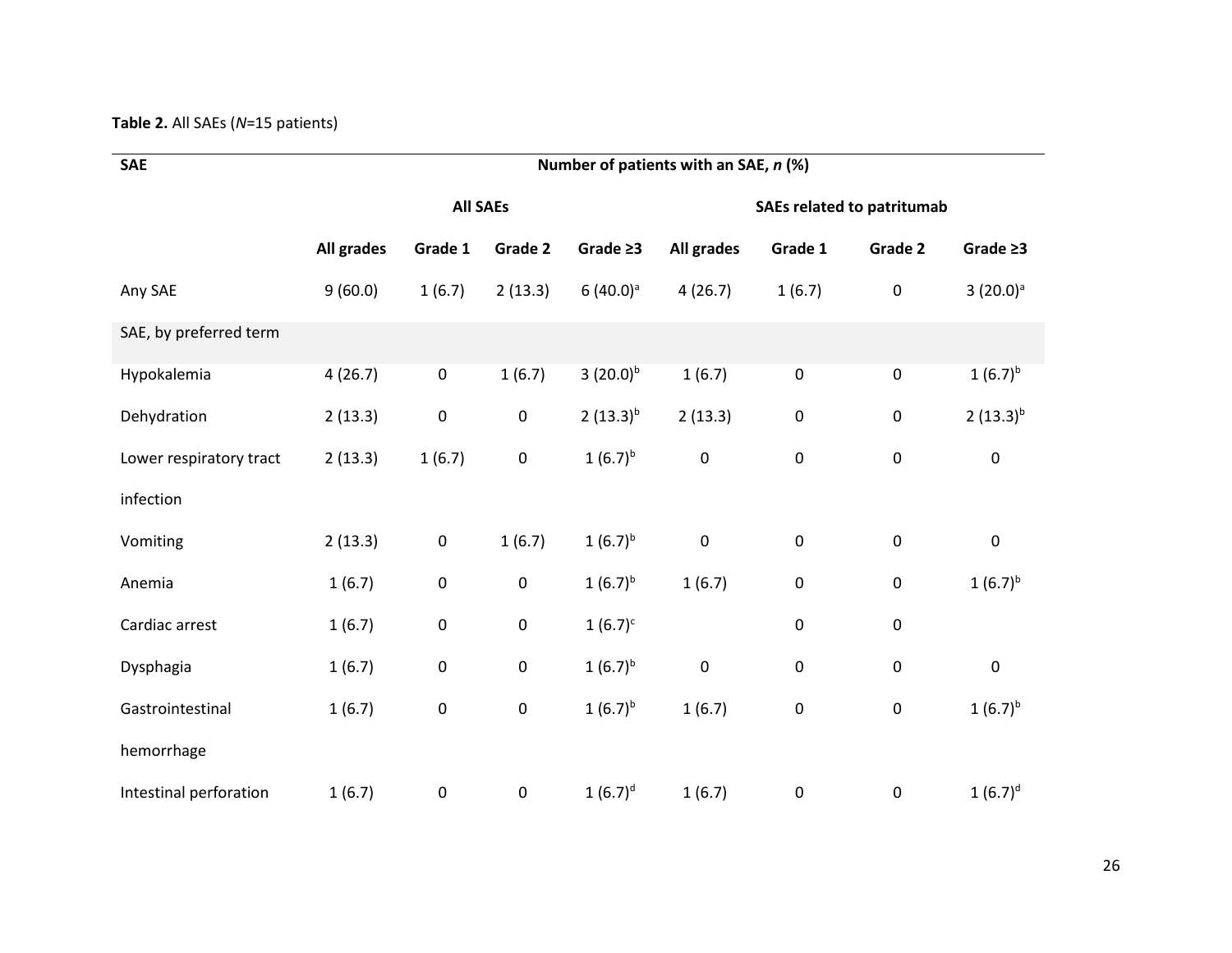**Table 2.** All SAEs (*N*=15 patients)

| SAE | Number of patients with an SAE, *n* (%) | | | | | | | |
|---|---|---|---|---|---|---|---|---|
| | All SAEs | | | | SAEs related to patritumab | | | |
| | All grades | Grade 1 | Grade 2 | Grade ≥3 | All grades | Grade 1 | Grade 2 | Grade ≥3 |
| Any SAE | 9 (60.0) | 1 (6.7) | 2 (13.3) | 6 (40.0)[a] | 4 (26.7) | 1 (6.7) | 0 | 3 (20.0)[a] |
| SAE, by preferred term | | | | | | | | |
| Hypokalemia | 4 (26.7) | 0 | 1 (6.7) | 3 (20.0)[b] | 1 (6.7) | 0 | 0 | 1 (6.7)[b] |
| Dehydration | 2 (13.3) | 0 | 0 | 2 (13.3)[b] | 2 (13.3) | 0 | 0 | 2 (13.3)[b] |
| Lower respiratory tract infection | 2 (13.3) | 1 (6.7) | 0 | 1 (6.7)[b] | 0 | 0 | 0 | 0 |
| Vomiting | 2 (13.3) | 0 | 1 (6.7) | 1 (6.7)[b] | 0 | 0 | 0 | 0 |
| Anemia | 1 (6.7) | 0 | 0 | 1 (6.7)[b] | 1 (6.7) | 0 | 0 | 1 (6.7)[b] |
| Cardiac arrest | 1 (6.7) | 0 | 0 | 1 (6.7)[c] | | 0 | 0 | |
| Dysphagia | 1 (6.7) | 0 | 0 | 1 (6.7)[b] | 0 | 0 | 0 | 0 |
| Gastrointestinal hemorrhage | 1 (6.7) | 0 | 0 | 1 (6.7)[b] | 1 (6.7) | 0 | 0 | 1 (6.7)[b] |
| Intestinal perforation | 1 (6.7) | 0 | 0 | 1 (6.7)[d] | 1 (6.7) | 0 | 0 | 1 (6.7)[d] |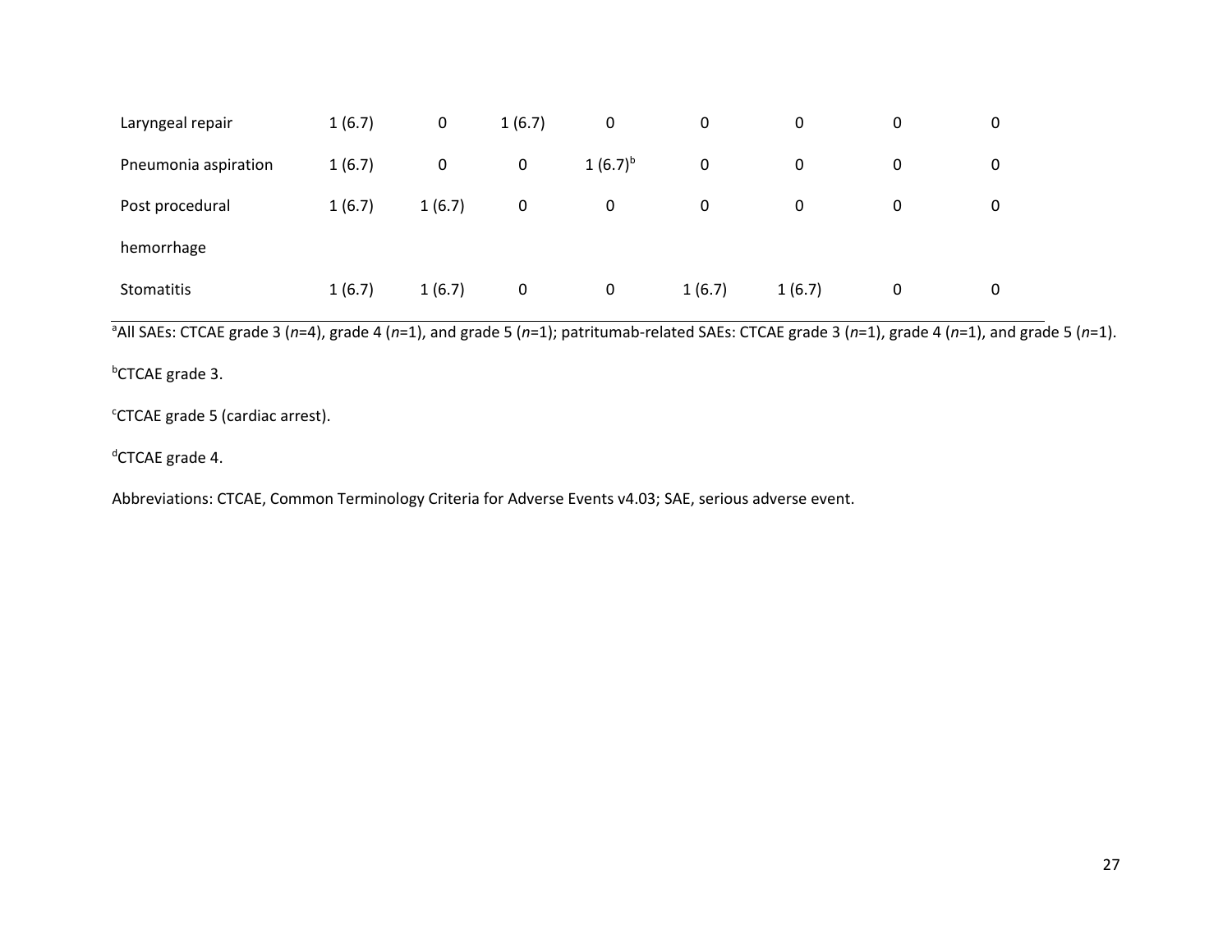| | | | | | | | | |
|---|---|---|---|---|---|---|---|---|
| Laryngeal repair | 1 (6.7) | 0 | 1 (6.7) | 0 | 0 | 0 | 0 | 0 |
| Pneumonia aspiration | 1 (6.7) | 0 | 0 | 1 (6.7)[b] | 0 | 0 | 0 | 0 |
| Post procedural hemorrhage | 1 (6.7) | 1 (6.7) | 0 | 0 | 0 | 0 | 0 | 0 |
| Stomatitis | 1 (6.7) | 1 (6.7) | 0 | 0 | 1 (6.7) | 1 (6.7) | 0 | 0 |

[a]All SAEs: CTCAE grade 3 (*n*=4), grade 4 (*n*=1), and grade 5 (*n*=1); patritumab-related SAEs: CTCAE grade 3 (*n*=1), grade 4 (*n*=1), and grade 5 (*n*=1).

[b]CTCAE grade 3.

[c]CTCAE grade 5 (cardiac arrest).

[d]CTCAE grade 4.

Abbreviations: CTCAE, Common Terminology Criteria for Adverse Events v4.03; SAE, serious adverse event.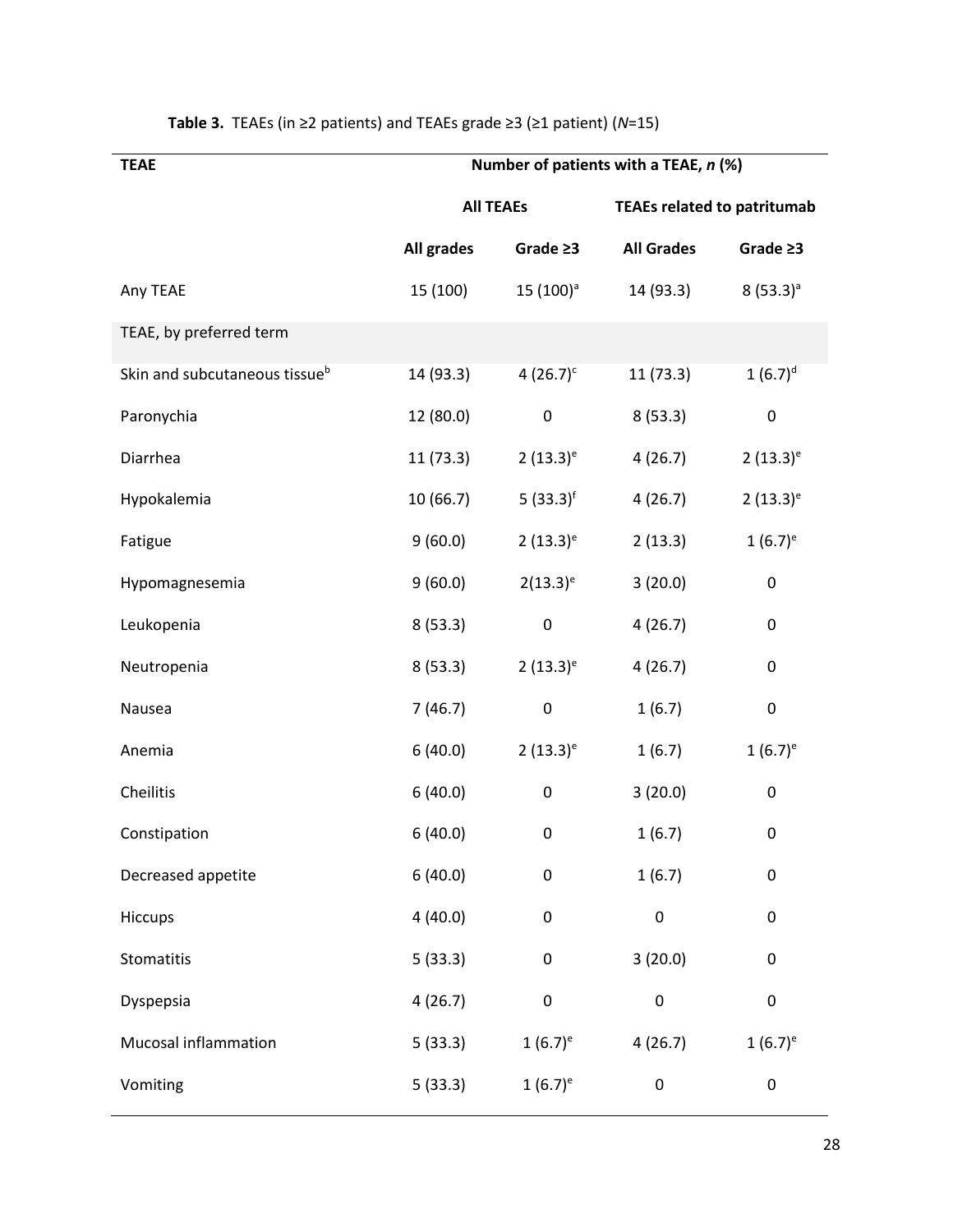**Table 3.** TEAEs (in ≥2 patients) and TEAEs grade ≥3 (≥1 patient) (*N*=15)

| TEAE | Number of patients with a TEAE, *n* (%) | | | |
|---|---|---|---|---|
| | All TEAEs | | TEAEs related to patritumab | |
| | All grades | Grade ≥3 | All Grades | Grade ≥3 |
| Any TEAE | 15 (100) | 15 (100)[a] | 14 (93.3) | 8 (53.3)[a] |
| TEAE, by preferred term | | | | |
| Skin and subcutaneous tissue[b] | 14 (93.3) | 4 (26.7)[c] | 11 (73.3) | 1 (6.7)[d] |
| Paronychia | 12 (80.0) | 0 | 8 (53.3) | 0 |
| Diarrhea | 11 (73.3) | 2 (13.3)[e] | 4 (26.7) | 2 (13.3)[e] |
| Hypokalemia | 10 (66.7) | 5 (33.3)[f] | 4 (26.7) | 2 (13.3)[e] |
| Fatigue | 9 (60.0) | 2 (13.3)[e] | 2 (13.3) | 1 (6.7)[e] |
| Hypomagnesemia | 9 (60.0) | 2(13.3)[e] | 3 (20.0) | 0 |
| Leukopenia | 8 (53.3) | 0 | 4 (26.7) | 0 |
| Neutropenia | 8 (53.3) | 2 (13.3)[e] | 4 (26.7) | 0 |
| Nausea | 7 (46.7) | 0 | 1 (6.7) | 0 |
| Anemia | 6 (40.0) | 2 (13.3)[e] | 1 (6.7) | 1 (6.7)[e] |
| Cheilitis | 6 (40.0) | 0 | 3 (20.0) | 0 |
| Constipation | 6 (40.0) | 0 | 1 (6.7) | 0 |
| Decreased appetite | 6 (40.0) | 0 | 1 (6.7) | 0 |
| Hiccups | 4 (40.0) | 0 | 0 | 0 |
| Stomatitis | 5 (33.3) | 0 | 3 (20.0) | 0 |
| Dyspepsia | 4 (26.7) | 0 | 0 | 0 |
| Mucosal inflammation | 5 (33.3) | 1 (6.7)[e] | 4 (26.7) | 1 (6.7)[e] |
| Vomiting | 5 (33.3) | 1 (6.7)[e] | 0 | 0 |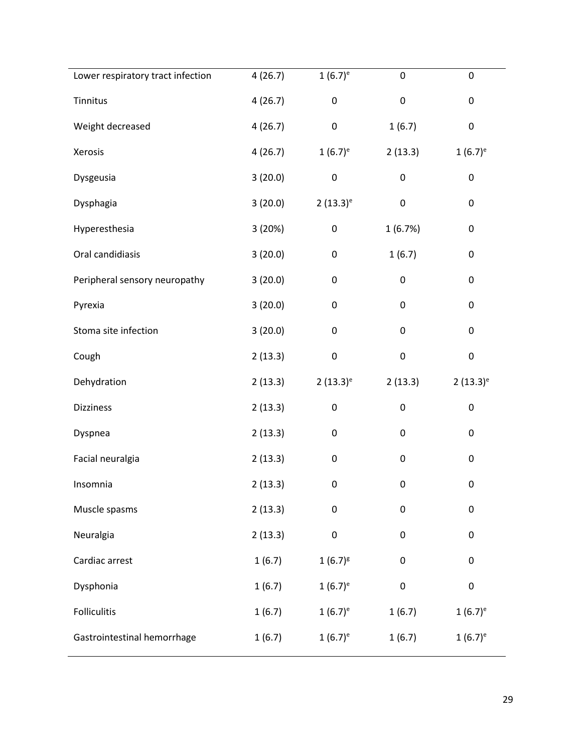| | | | | |
|---|---|---|---|---|
| Lower respiratory tract infection | 4 (26.7) | 1 (6.7)[e] | 0 | 0 |
| Tinnitus | 4 (26.7) | 0 | 0 | 0 |
| Weight decreased | 4 (26.7) | 0 | 1 (6.7) | 0 |
| Xerosis | 4 (26.7) | 1 (6.7)[e] | 2 (13.3) | 1 (6.7)[e] |
| Dysgeusia | 3 (20.0) | 0 | 0 | 0 |
| Dysphagia | 3 (20.0) | 2 (13.3)[e] | 0 | 0 |
| Hyperesthesia | 3 (20%) | 0 | 1 (6.7%) | 0 |
| Oral candidiasis | 3 (20.0) | 0 | 1 (6.7) | 0 |
| Peripheral sensory neuropathy | 3 (20.0) | 0 | 0 | 0 |
| Pyrexia | 3 (20.0) | 0 | 0 | 0 |
| Stoma site infection | 3 (20.0) | 0 | 0 | 0 |
| Cough | 2 (13.3) | 0 | 0 | 0 |
| Dehydration | 2 (13.3) | 2 (13.3)[e] | 2 (13.3) | 2 (13.3)[e] |
| Dizziness | 2 (13.3) | 0 | 0 | 0 |
| Dyspnea | 2 (13.3) | 0 | 0 | 0 |
| Facial neuralgia | 2 (13.3) | 0 | 0 | 0 |
| Insomnia | 2 (13.3) | 0 | 0 | 0 |
| Muscle spasms | 2 (13.3) | 0 | 0 | 0 |
| Neuralgia | 2 (13.3) | 0 | 0 | 0 |
| Cardiac arrest | 1 (6.7) | 1 (6.7)[g] | 0 | 0 |
| Dysphonia | 1 (6.7) | 1 (6.7)[e] | 0 | 0 |
| Folliculitis | 1 (6.7) | 1 (6.7)[e] | 1 (6.7) | 1 (6.7)[e] |
| Gastrointestinal hemorrhage | 1 (6.7) | 1 (6.7)[e] | 1 (6.7) | 1 (6.7)[e] |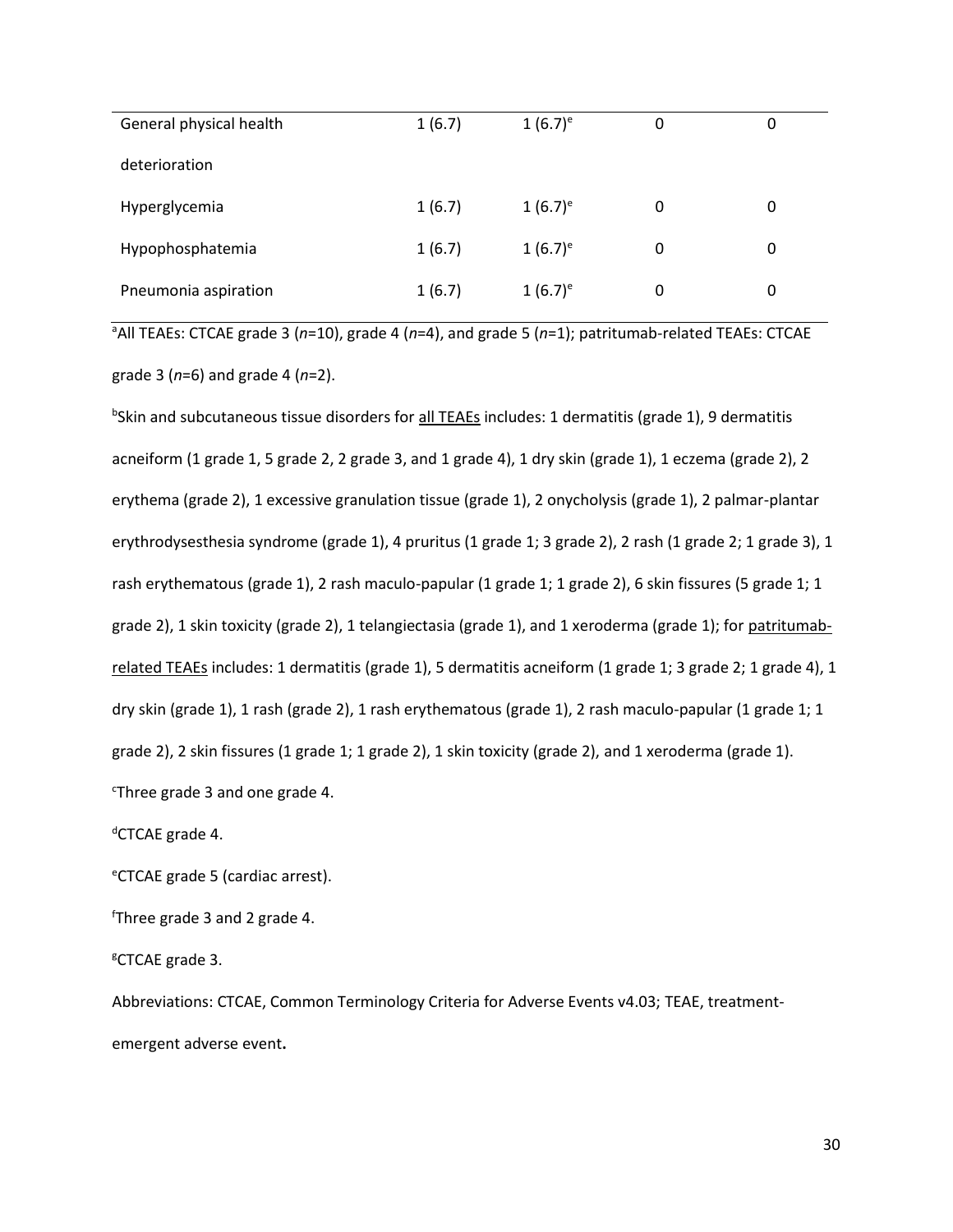| | | | | |
|---|---|---|---|---|
| General physical health deterioration | 1 (6.7) | 1 (6.7)[e] | 0 | 0 |
| Hyperglycemia | 1 (6.7) | 1 (6.7)[e] | 0 | 0 |
| Hypophosphatemia | 1 (6.7) | 1 (6.7)[e] | 0 | 0 |
| Pneumonia aspiration | 1 (6.7) | 1 (6.7)[e] | 0 | 0 |

[a]All TEAEs: CTCAE grade 3 (*n*=10), grade 4 (*n*=4), and grade 5 (*n*=1); patritumab-related TEAEs: CTCAE grade 3 (*n*=6) and grade 4 (*n*=2).

[b]Skin and subcutaneous tissue disorders for all TEAEs includes: 1 dermatitis (grade 1), 9 dermatitis acneiform (1 grade 1, 5 grade 2, 2 grade 3, and 1 grade 4), 1 dry skin (grade 1), 1 eczema (grade 2), 2 erythema (grade 2), 1 excessive granulation tissue (grade 1), 2 onycholysis (grade 1), 2 palmar-plantar erythrodysesthesia syndrome (grade 1), 4 pruritus (1 grade 1; 3 grade 2), 2 rash (1 grade 2; 1 grade 3), 1 rash erythematous (grade 1), 2 rash maculo-papular (1 grade 1; 1 grade 2), 6 skin fissures (5 grade 1; 1 grade 2), 1 skin toxicity (grade 2), 1 telangiectasia (grade 1), and 1 xeroderma (grade 1); for patritumab-related TEAEs includes: 1 dermatitis (grade 1), 5 dermatitis acneiform (1 grade 1; 3 grade 2; 1 grade 4), 1 dry skin (grade 1), 1 rash (grade 2), 1 rash erythematous (grade 1), 2 rash maculo-papular (1 grade 1; 1 grade 2), 2 skin fissures (1 grade 1; 1 grade 2), 1 skin toxicity (grade 2), and 1 xeroderma (grade 1).

[c]Three grade 3 and one grade 4.

[d]CTCAE grade 4.

[e]CTCAE grade 5 (cardiac arrest).

[f]Three grade 3 and 2 grade 4.

[g]CTCAE grade 3.

Abbreviations: CTCAE, Common Terminology Criteria for Adverse Events v4.03; TEAE, treatment-emergent adverse event**.**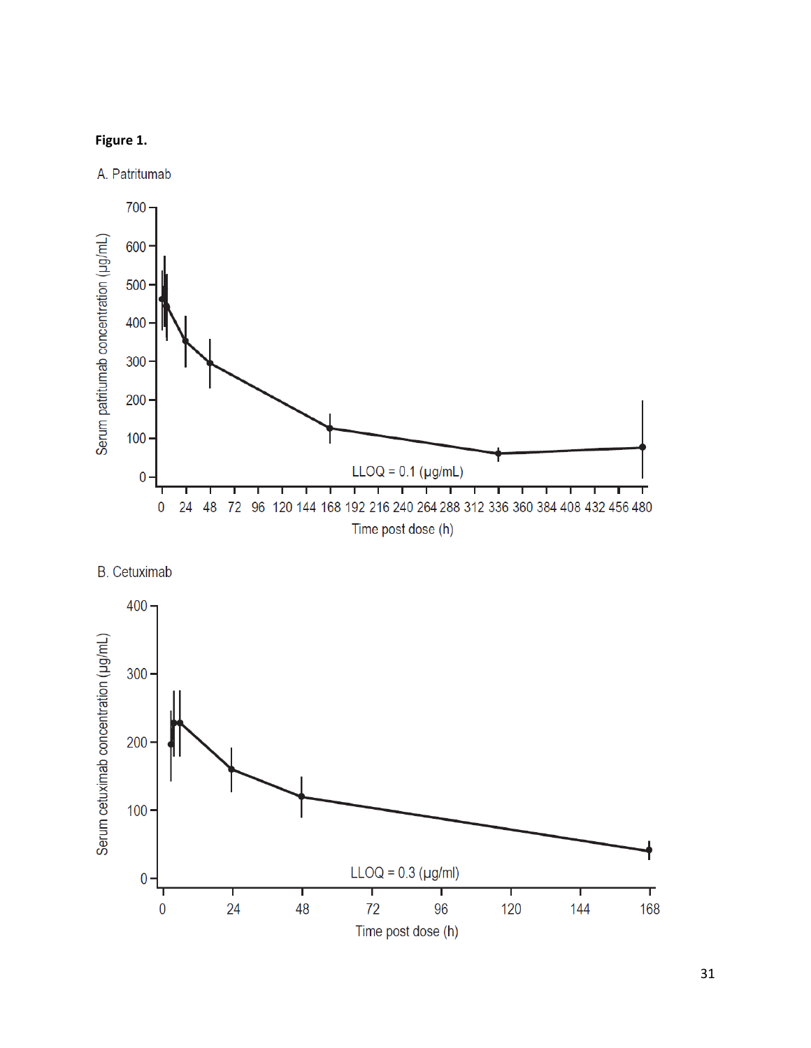**Figure 1.**

A. Patritumab

B. Cetuximab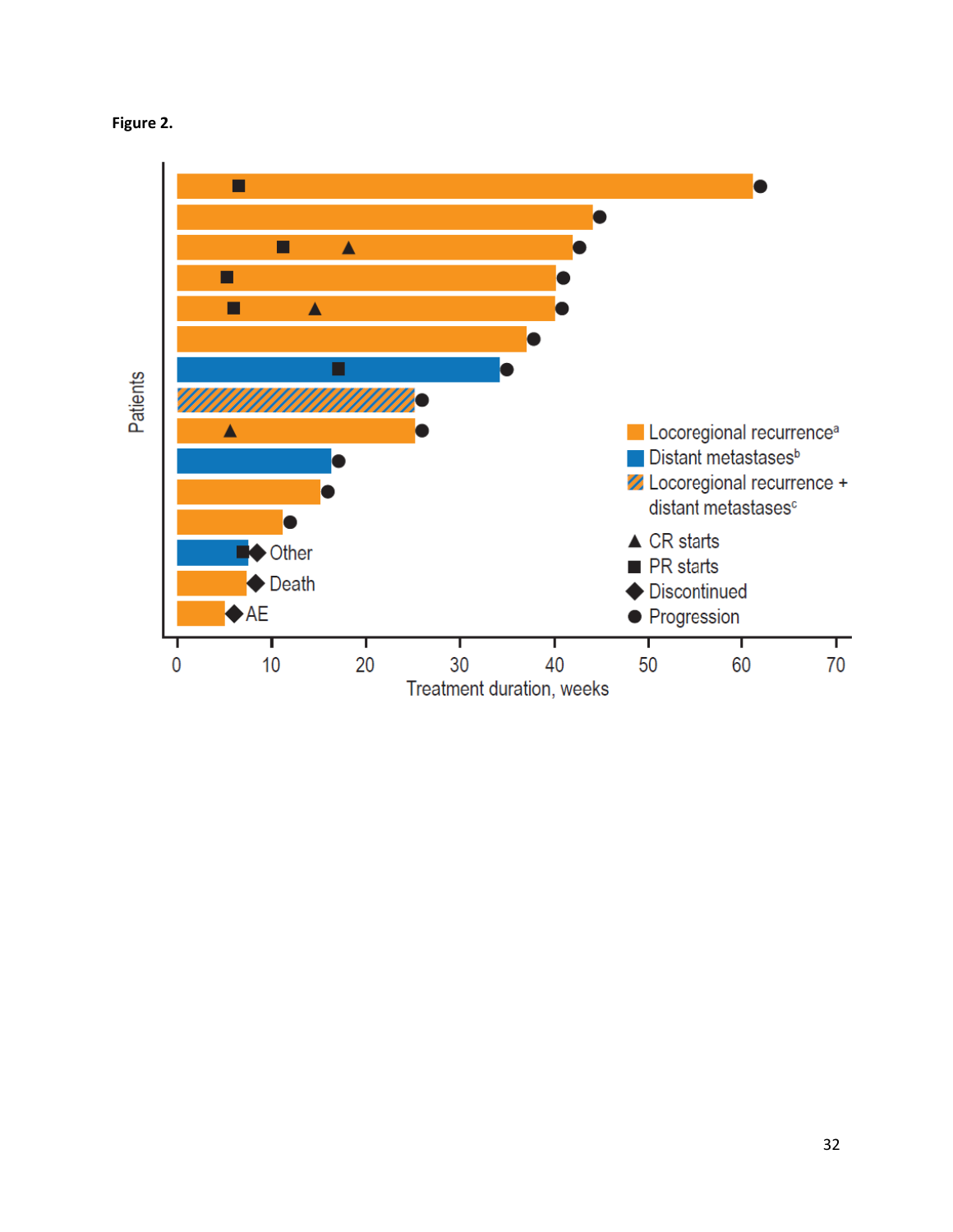**Figure 2.**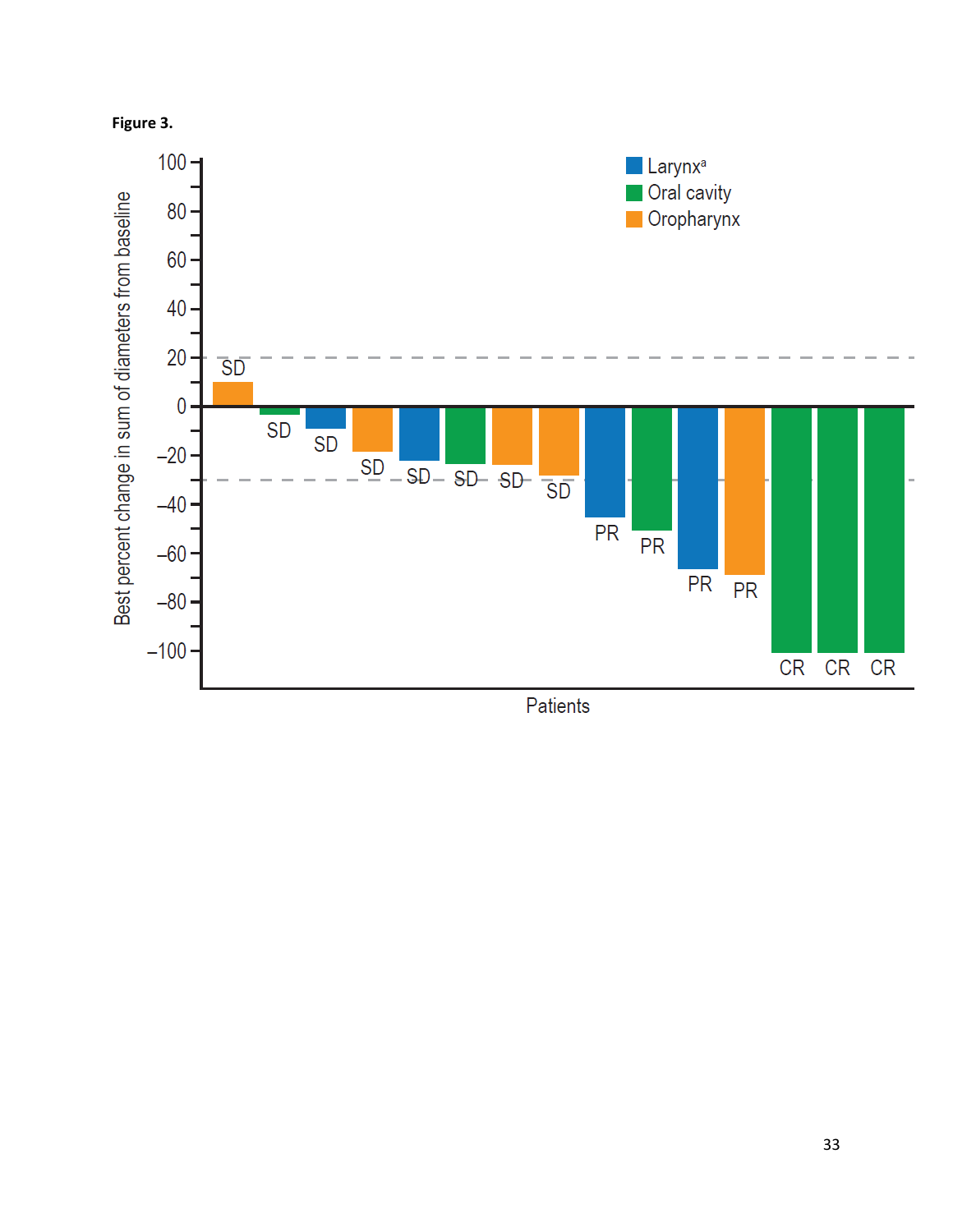**Figure 3.**

Best percent change in sum of diameters from baseline

Larynx[a]
Oral cavity
Oropharynx

SD SD SD SD SD SD SD SD PR PR PR PR CR CR CR

Patients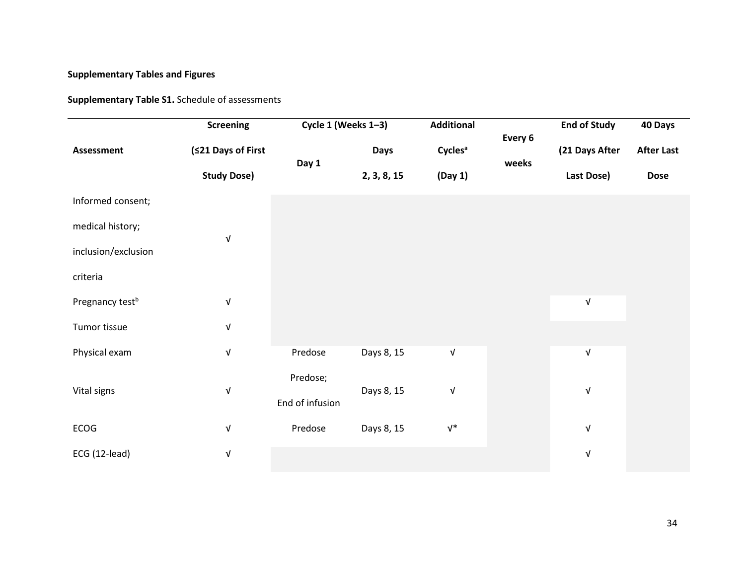**Supplementary Tables and Figures**

**Supplementary Table S1.** Schedule of assessments

| Assessment | Screening (≤21 Days of First Study Dose) | Cycle 1 (Weeks 1–3) Day 1 | Cycle 1 (Weeks 1–3) Days 2, 3, 8, 15 | Additional Cycles[a] (Day 1) | Every 6 weeks | End of Study (21 Days After Last Dose) | 40 Days After Last Dose |
|---|---|---|---|---|---|---|---|
| Informed consent; medical history; inclusion/exclusion criteria | √ | | | | | | |
| Pregnancy test[b] | √ | | | | | √ | |
| Tumor tissue | √ | | | | | | |
| Physical exam | √ | Predose | Days 8, 15 | √ | | √ | |
| Vital signs | √ | Predose; End of infusion | Days 8, 15 | √ | | √ | |
| ECOG | √ | Predose | Days 8, 15 | √* | | √ | |
| ECG (12-lead) | √ | | | | | √ | |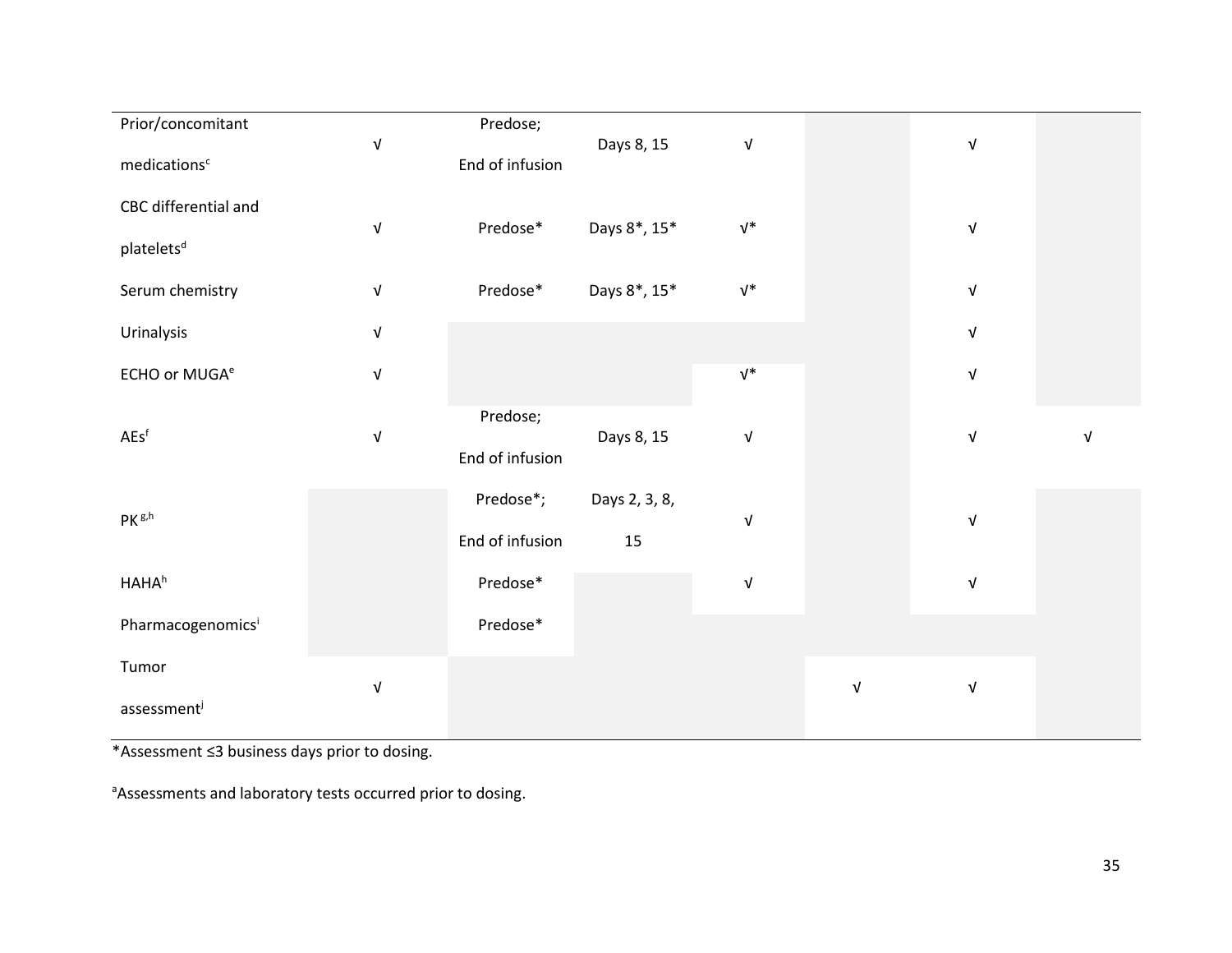| | | | | | | | |
|---|---|---|---|---|---|---|---|
| Prior/concomitant medications[c] | √ | Predose; End of infusion | Days 8, 15 | √ | | √ | |
| CBC differential and platelets[d] | √ | Predose* | Days 8*, 15* | √* | | √ | |
| Serum chemistry | √ | Predose* | Days 8*, 15* | √* | | √ | |
| Urinalysis | √ | | | | | √ | |
| ECHO or MUGA[e] | √ | | | √* | | √ | |
| AEs[f] | √ | Predose; End of infusion | Days 8, 15 | √ | | √ | √ |
| PK [g,h] | | Predose*; End of infusion | Days 2, 3, 8, 15 | √ | | √ | |
| HAHA[h] | | Predose* | | √ | | √ | |
| Pharmacogenomics[i] | | Predose* | | | | | |
| Tumor assessment[j] | √ | | | | √ | √ | |

*Assessment ≤3 business days prior to dosing.

[a]Assessments and laboratory tests occurred prior to dosing.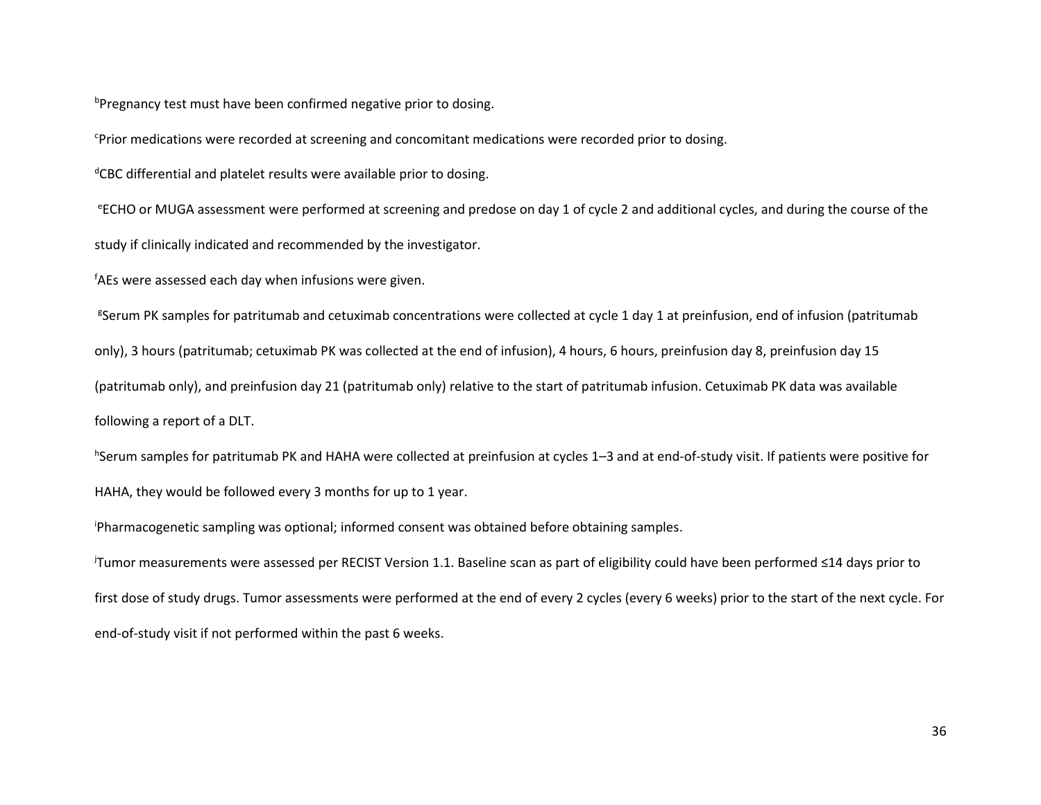[b]Pregnancy test must have been confirmed negative prior to dosing.

[c]Prior medications were recorded at screening and concomitant medications were recorded prior to dosing.

[d]CBC differential and platelet results were available prior to dosing.

[e]ECHO or MUGA assessment were performed at screening and predose on day 1 of cycle 2 and additional cycles, and during the course of the study if clinically indicated and recommended by the investigator.

[f]AEs were assessed each day when infusions were given.

[g]Serum PK samples for patritumab and cetuximab concentrations were collected at cycle 1 day 1 at preinfusion, end of infusion (patritumab only), 3 hours (patritumab; cetuximab PK was collected at the end of infusion), 4 hours, 6 hours, preinfusion day 8, preinfusion day 15 (patritumab only), and preinfusion day 21 (patritumab only) relative to the start of patritumab infusion. Cetuximab PK data was available following a report of a DLT.

[h]Serum samples for patritumab PK and HAHA were collected at preinfusion at cycles 1–3 and at end-of-study visit. If patients were positive for HAHA, they would be followed every 3 months for up to 1 year.

[i]Pharmacogenetic sampling was optional; informed consent was obtained before obtaining samples.

[j]Tumor measurements were assessed per RECIST Version 1.1. Baseline scan as part of eligibility could have been performed ≤14 days prior to first dose of study drugs. Tumor assessments were performed at the end of every 2 cycles (every 6 weeks) prior to the start of the next cycle. For end-of-study visit if not performed within the past 6 weeks.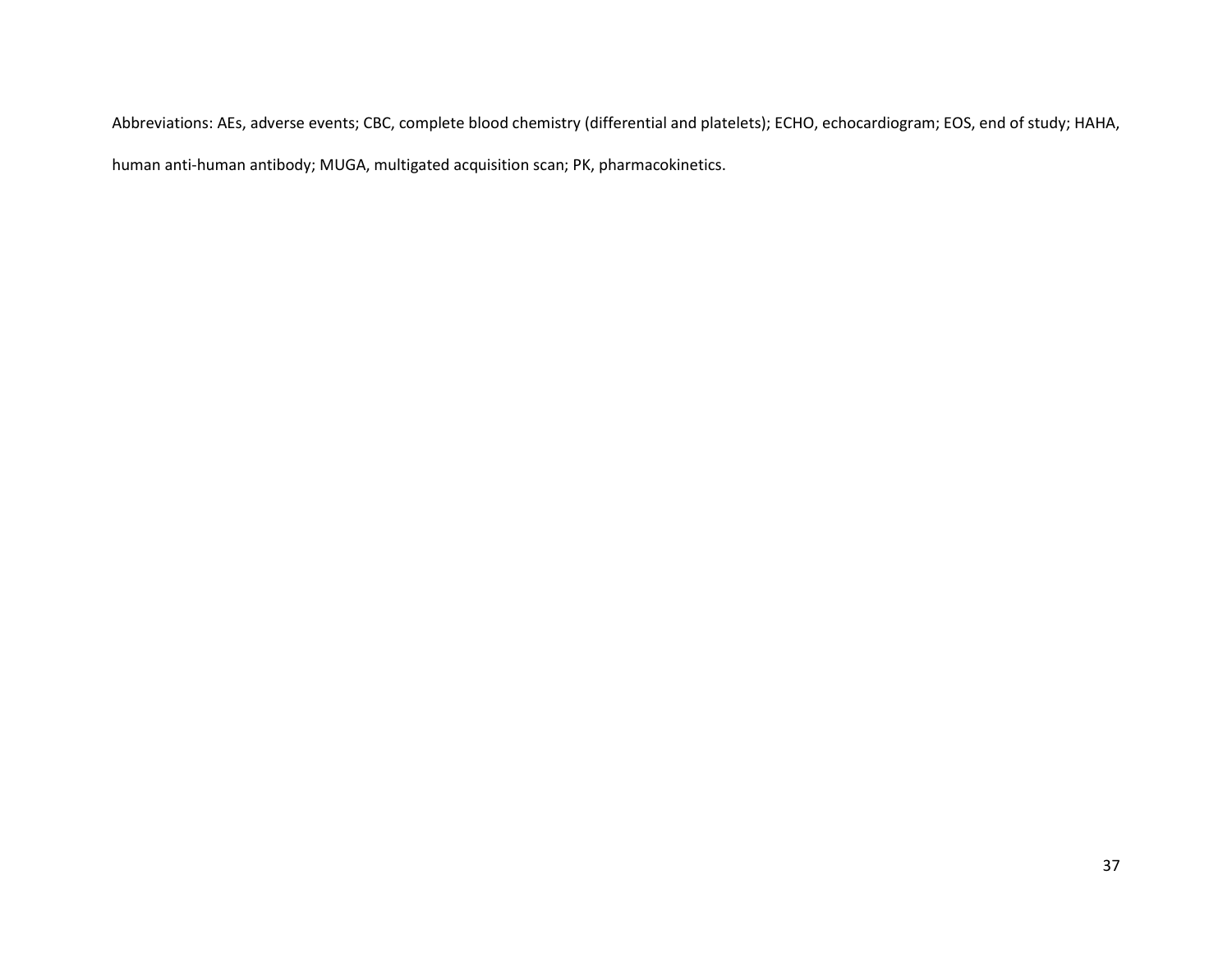Abbreviations: AEs, adverse events; CBC, complete blood chemistry (differential and platelets); ECHO, echocardiogram; EOS, end of study; HAHA, human anti-human antibody; MUGA, multigated acquisition scan; PK, pharmacokinetics.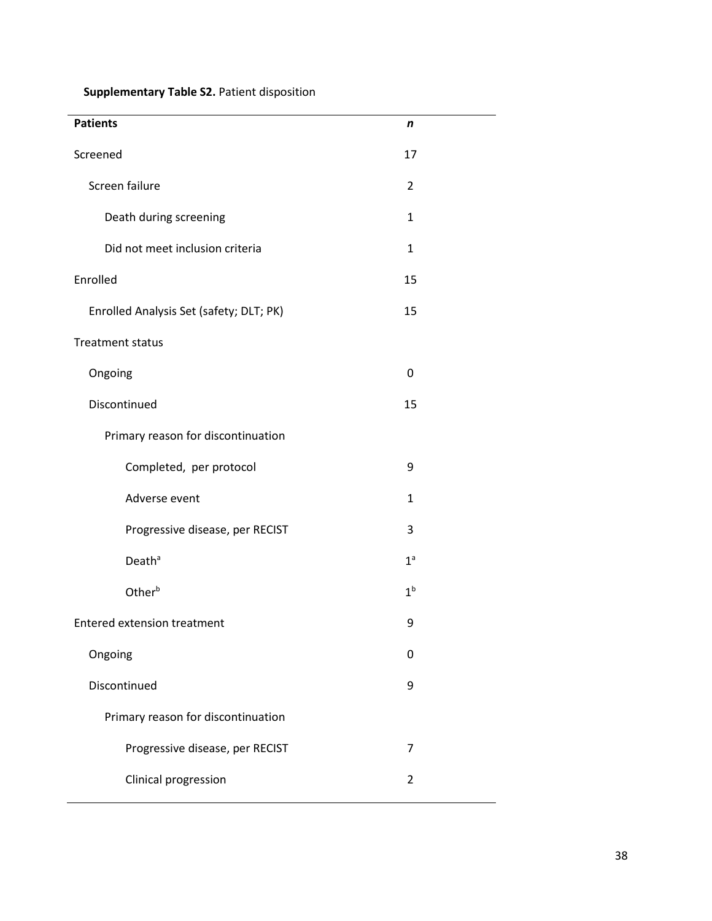**Supplementary Table S2.** Patient disposition

| **Patients** | ***n*** |
|---|---|
| Screened | 17 |
| Screen failure | 2 |
| Death during screening | 1 |
| Did not meet inclusion criteria | 1 |
| Enrolled | 15 |
| Enrolled Analysis Set (safety; DLT; PK) | 15 |
| Treatment status | |
| Ongoing | 0 |
| Discontinued | 15 |
| Primary reason for discontinuation | |
| Completed, per protocol | 9 |
| Adverse event | 1 |
| Progressive disease, per RECIST | 3 |
| Death[a] | 1[a] |
| Other[b] | 1[b] |
| Entered extension treatment | 9 |
| Ongoing | 0 |
| Discontinued | 9 |
| Primary reason for discontinuation | |
| Progressive disease, per RECIST | 7 |
| Clinical progression | 2 |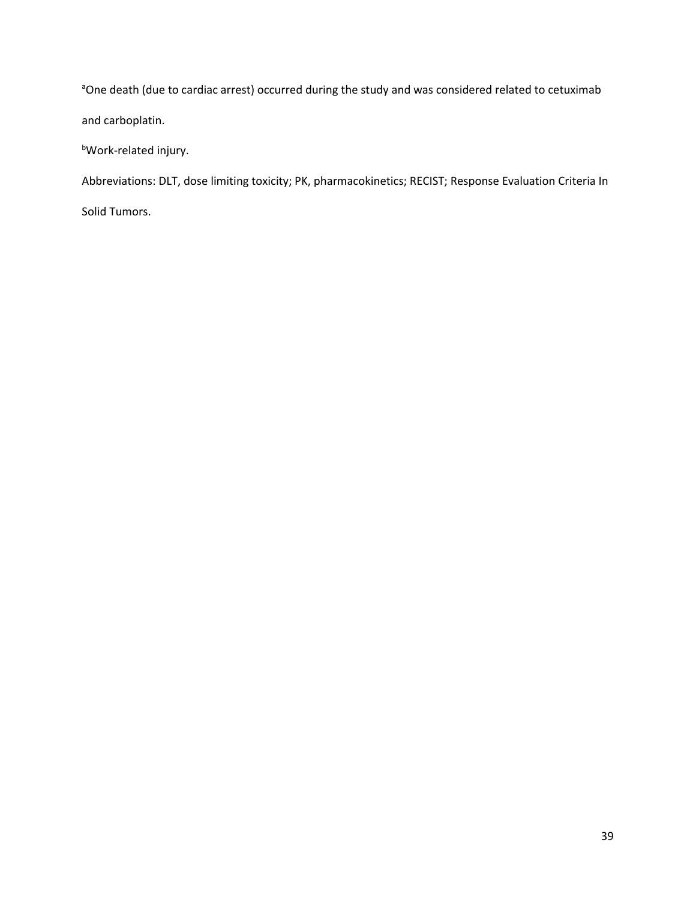[a]One death (due to cardiac arrest) occurred during the study and was considered related to cetuximab and carboplatin.

[b]Work-related injury.

Abbreviations: DLT, dose limiting toxicity; PK, pharmacokinetics; RECIST; Response Evaluation Criteria In Solid Tumors.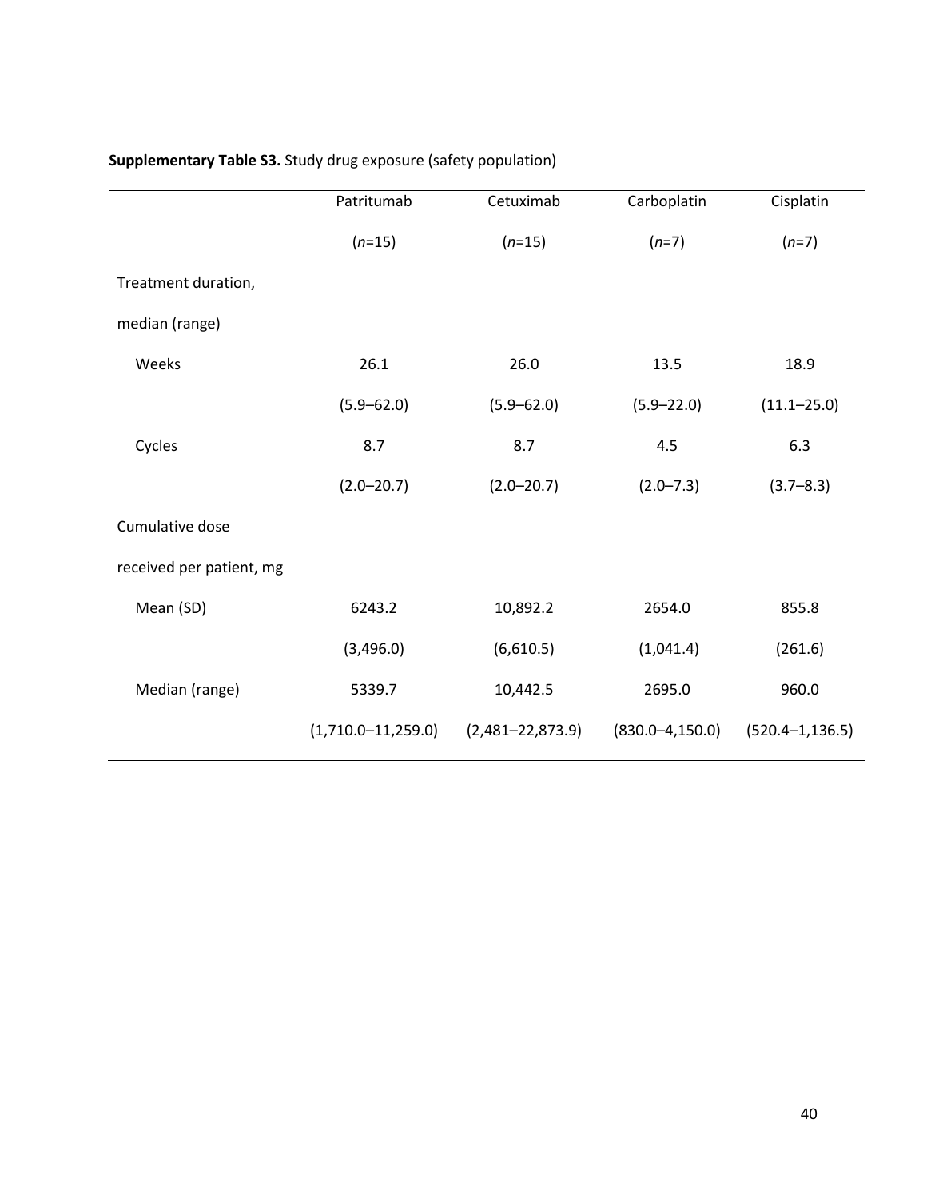**Supplementary Table S3.** Study drug exposure (safety population)

| | Patritumab (*n*=15) | Cetuximab (*n*=15) | Carboplatin (*n*=7) | Cisplatin (*n*=7) |
|---|---|---|---|---|
| Treatment duration, median (range) | | | | |
| Weeks | 26.1 (5.9–62.0) | 26.0 (5.9–62.0) | 13.5 (5.9–22.0) | 18.9 (11.1–25.0) |
| Cycles | 8.7 (2.0–20.7) | 8.7 (2.0–20.7) | 4.5 (2.0–7.3) | 6.3 (3.7–8.3) |
| Cumulative dose received per patient, mg | | | | |
| Mean (SD) | 6243.2 (3,496.0) | 10,892.2 (6,610.5) | 2654.0 (1,041.4) | 855.8 (261.6) |
| Median (range) | 5339.7 (1,710.0–11,259.0) | 10,442.5 (2,481–22,873.9) | 2695.0 (830.0–4,150.0) | 960.0 (520.4–1,136.5) |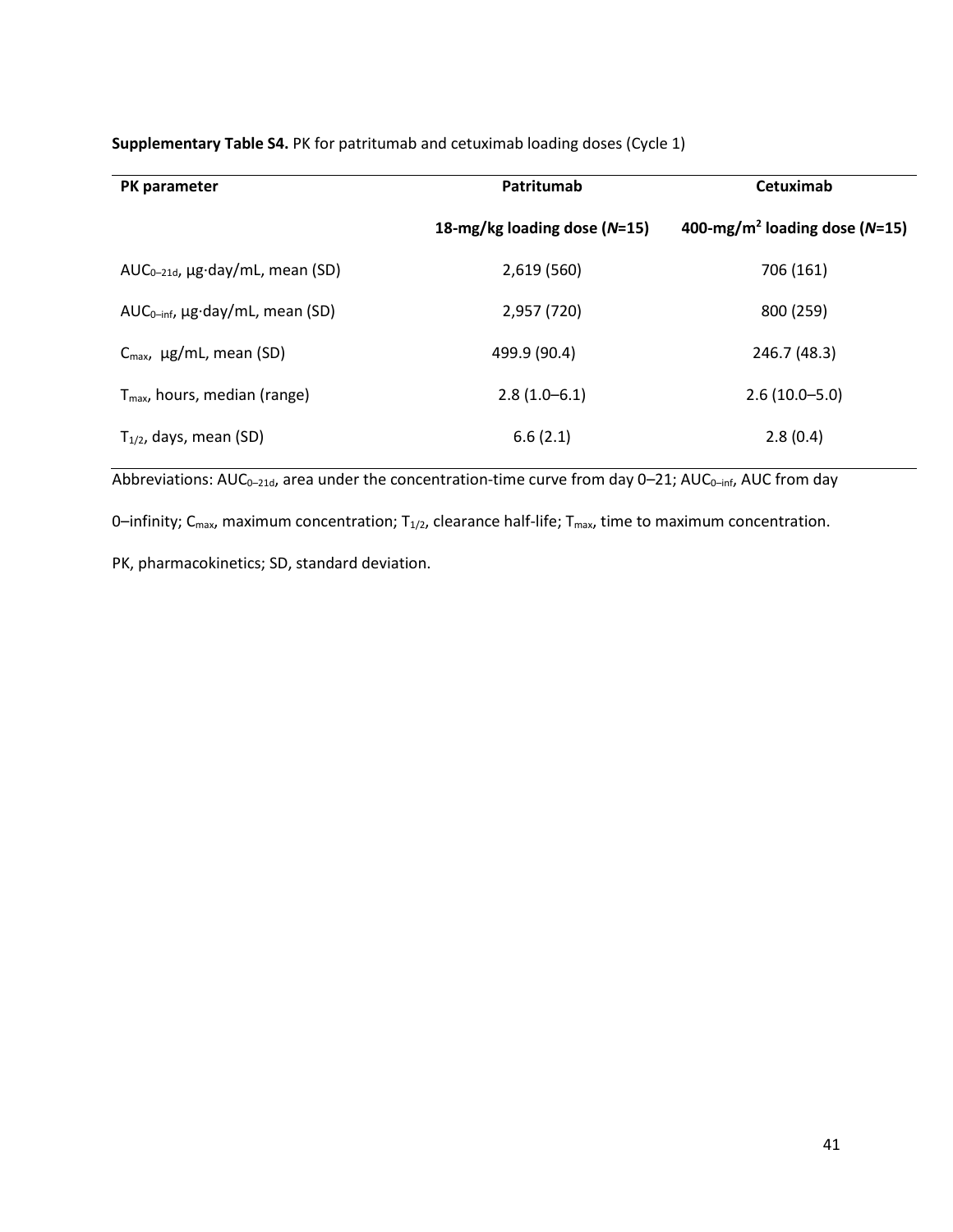**Supplementary Table S4.** PK for patritumab and cetuximab loading doses (Cycle 1)

| PK parameter | Patritumab | Cetuximab |
|---|---|---|
| | **18-mg/kg loading dose (*N*=15)** | **400-mg/$m^2$ loading dose (*N*=15)** |
| $AUC_{0–21d}$, μg·day/mL, mean (SD) | 2,619 (560) | 706 (161) |
| $AUC_{0–inf}$, μg·day/mL, mean (SD) | 2,957 (720) | 800 (259) |
| $C_{max}$, μg/mL, mean (SD) | 499.9 (90.4) | 246.7 (48.3) |
| $T_{max}$, hours, median (range) | 2.8 (1.0–6.1) | 2.6 (10.0–5.0) |
| $T_{1/2}$, days, mean (SD) | 6.6 (2.1) | 2.8 (0.4) |

Abbreviations: $AUC_{0–21d}$, area under the concentration-time curve from day 0–21; $AUC_{0–inf}$, AUC from day 0–infinity; $C_{max}$, maximum concentration; $T_{1/2}$, clearance half-life; $T_{max}$, time to maximum concentration. PK, pharmacokinetics; SD, standard deviation.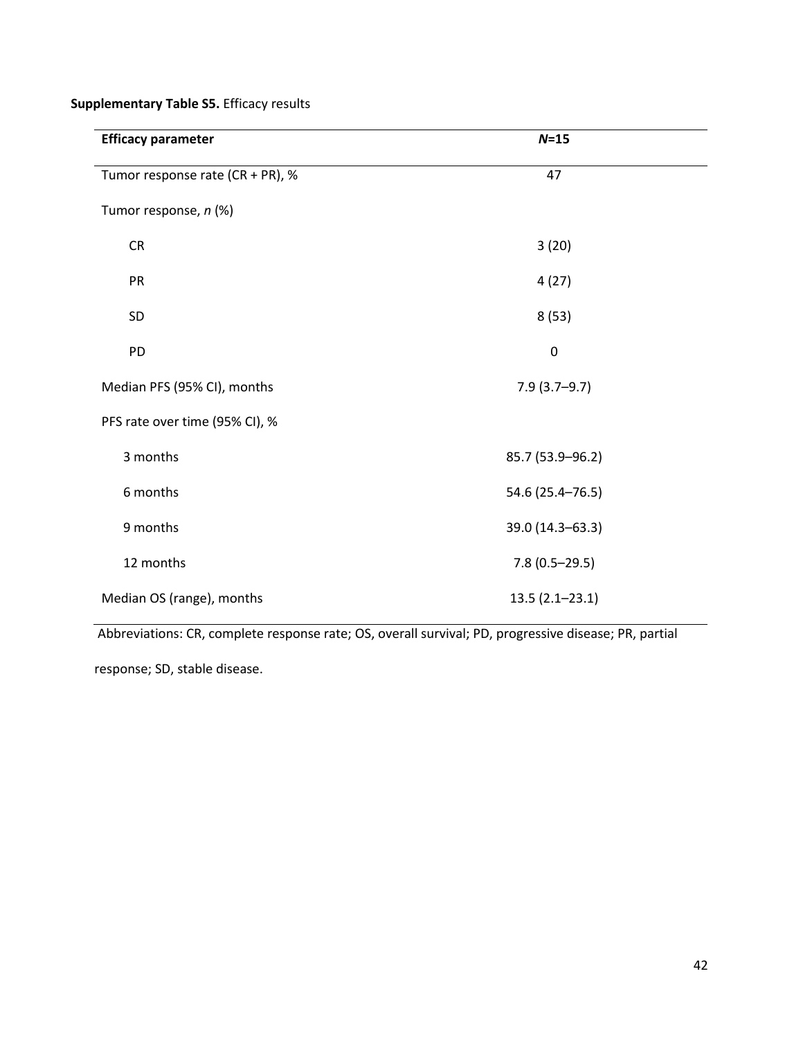**Supplementary Table S5.** Efficacy results

| **Efficacy parameter** | ***N*=15** |
|---|---|
| Tumor response rate (CR + PR), % | 47 |
| Tumor response, *n* (%) | |
| CR | 3 (20) |
| PR | 4 (27) |
| SD | 8 (53) |
| PD | 0 |
| Median PFS (95% CI), months | 7.9 (3.7–9.7) |
| PFS rate over time (95% CI), % | |
| 3 months | 85.7 (53.9–96.2) |
| 6 months | 54.6 (25.4–76.5) |
| 9 months | 39.0 (14.3–63.3) |
| 12 months | 7.8 (0.5–29.5) |
| Median OS (range), months | 13.5 (2.1–23.1) |

Abbreviations: CR, complete response rate; OS, overall survival; PD, progressive disease; PR, partial response; SD, stable disease.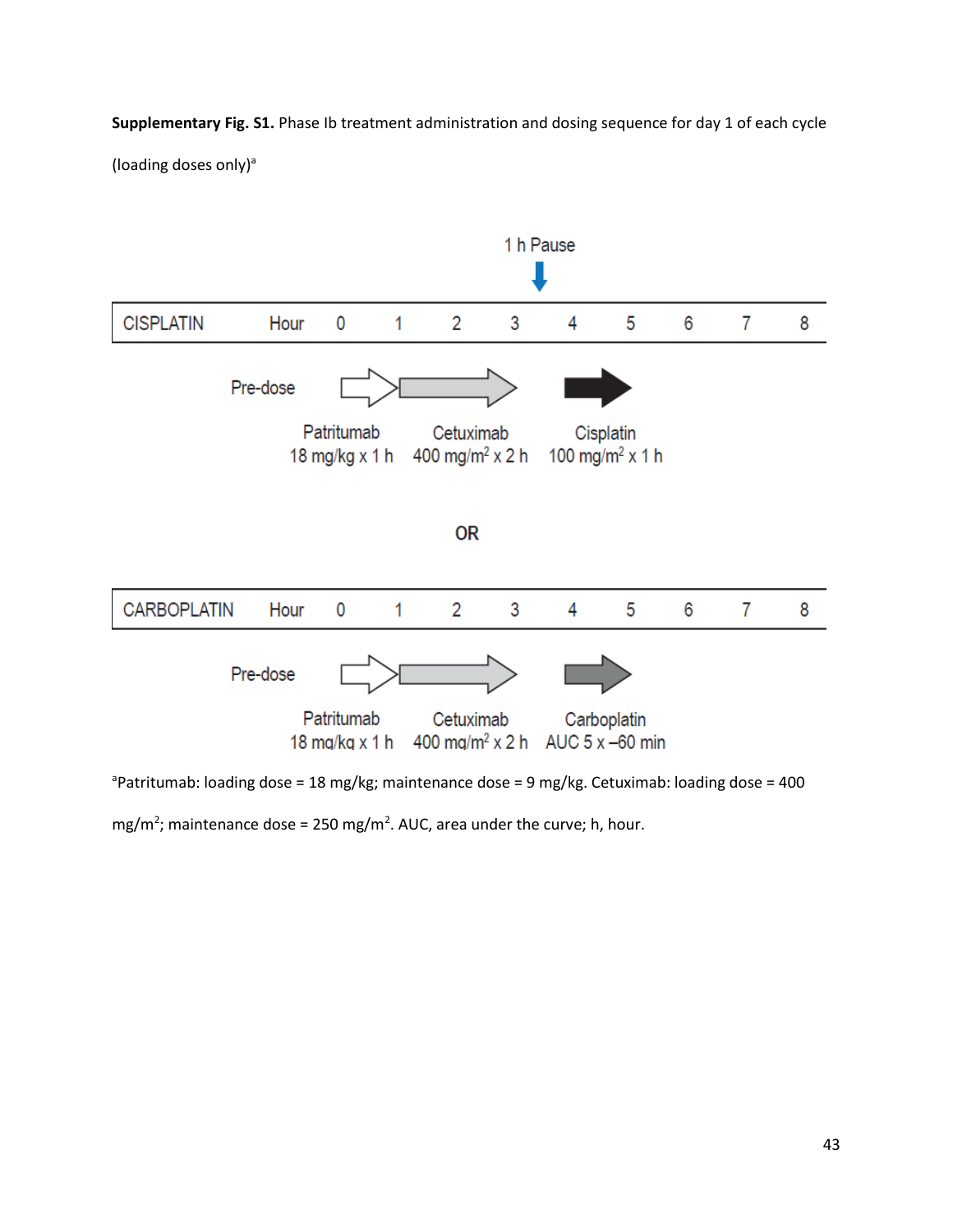**Supplementary Fig. S1.** Phase Ib treatment administration and dosing sequence for day 1 of each cycle (loading doses only)[a]

1 h Pause

| CISPLATIN | Hour | 0 | 1 | 2 | 3 | 4 | 5 | 6 | 7 | 8 |
|---|---|---|---|---|---|---|---|---|---|---|

Pre-dose

Patritumab 18 mg/kg x 1 h — Cetuximab 400 mg/m$^2$ x 2 h — Cisplatin 100 mg/m$^2$ x 1 h

OR

| CARBOPLATIN | Hour | 0 | 1 | 2 | 3 | 4 | 5 | 6 | 7 | 8 |
|---|---|---|---|---|---|---|---|---|---|---|

Pre-dose

Patritumab 18 mg/kg x 1 h — Cetuximab 400 mg/m$^2$ x 2 h — Carboplatin AUC 5 x –60 min

[a]Patritumab: loading dose = 18 mg/kg; maintenance dose = 9 mg/kg. Cetuximab: loading dose = 400 mg/m$^2$; maintenance dose = 250 mg/m$^2$. AUC, area under the curve; h, hour.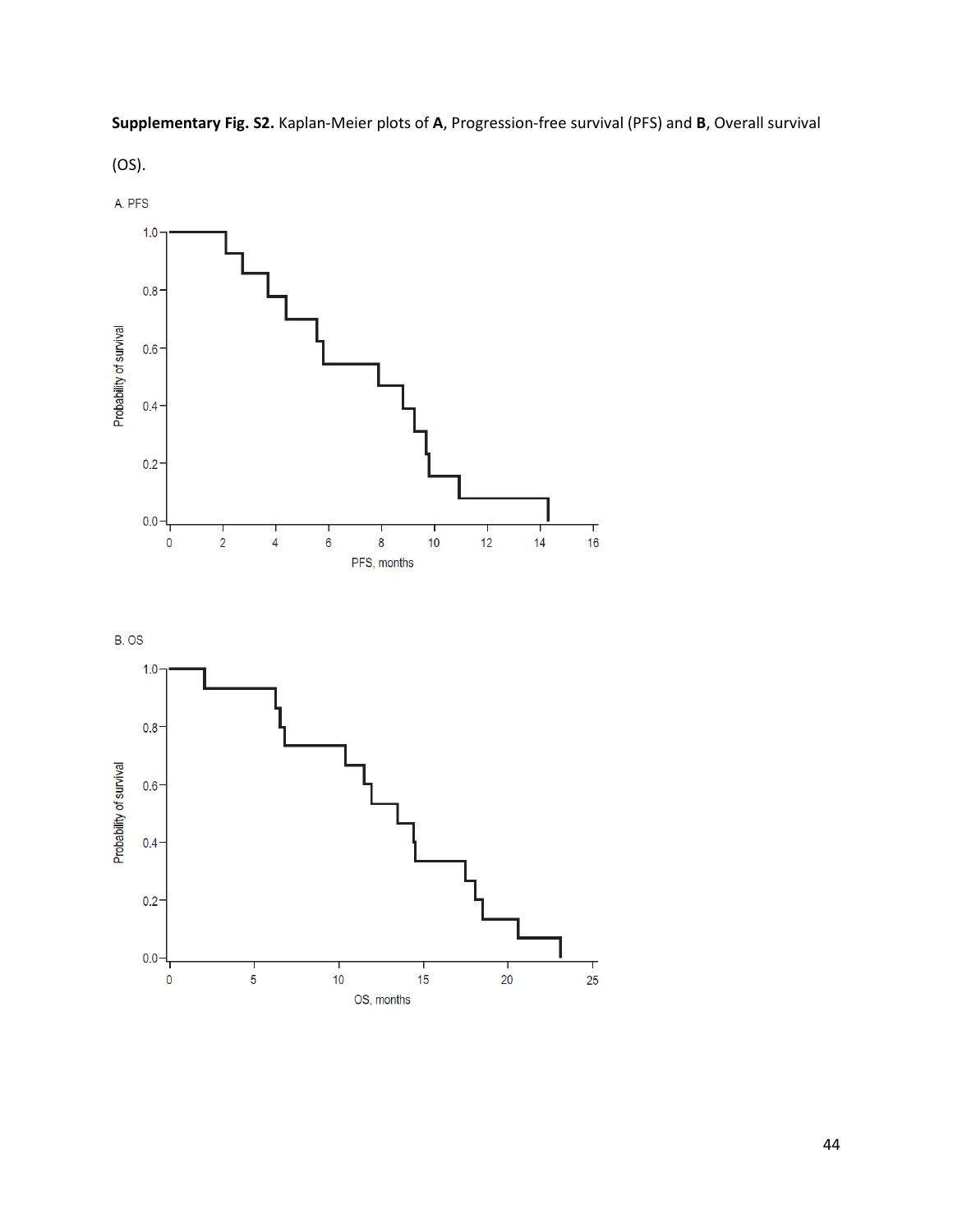**Supplementary Fig. S2.** Kaplan-Meier plots of **A**, Progression-free survival (PFS) and **B**, Overall survival (OS).

A. PFS

Probability of survival

1.0
0.8
0.6
0.4
0.2
0.0

0
2
4
6
8
10
12
14
16

PFS, months

B. OS

Probability of survival

1.0
0.8
0.6
0.4
0.2
0.0

0
5
10
15
20
25

OS, months